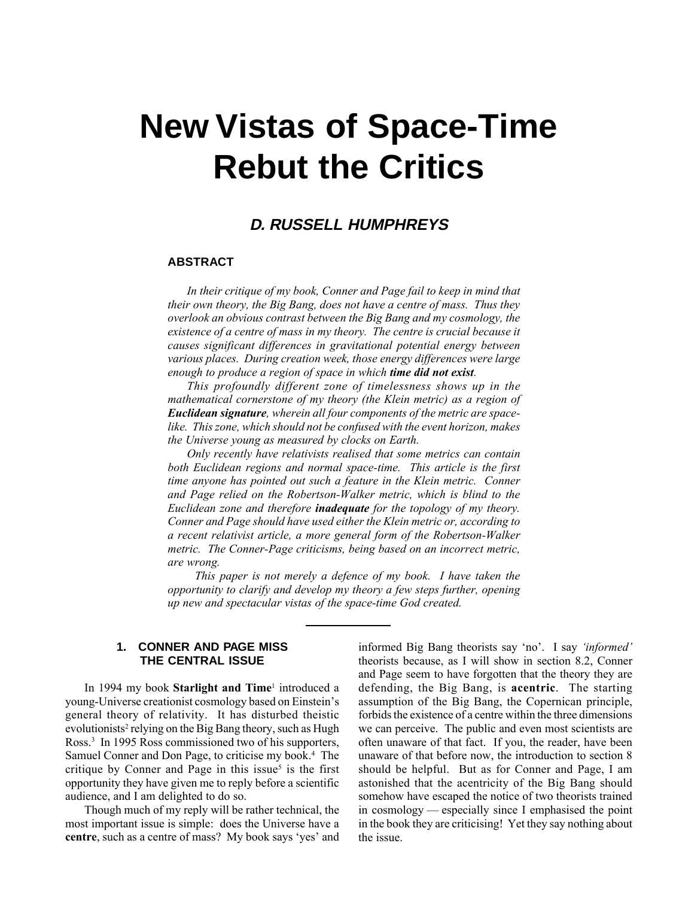# New Vistas of Space-Time Rebut the Critics

### *D. RUSSELL HUMPHREYS*

#### ABSTRACT

*In their critique of my book, Conner and Page fail to keep in mind that their own theory, the Big Bang, does not have a centre of mass. Thus they overlook an obvious contrast between the Big Bang and my cosmology, the existence of a centre of mass in my theory. The centre is crucial because it causes significant differences in gravitational potential energy between various places. During creation week, those energy differences were large enough to produce a region of space in which* ***time did not exist****.*

*This profoundly different zone of timelessness shows up in the mathematical cornerstone of my theory (the Klein metric) as a region of* ***Euclidean signature****, wherein all four components of the metric are space-like. This zone, which should not be confused with the event horizon, makes the Universe young as measured by clocks on Earth.*

*Only recently have relativists realised that some metrics can contain both Euclidean regions and normal space-time. This article is the first time anyone has pointed out such a feature in the Klein metric. Conner and Page relied on the Robertson-Walker metric, which is blind to the Euclidean zone and therefore* ***inadequate*** *for the topology of my theory. Conner and Page should have used either the Klein metric or, according to a recent relativist article, a more general form of the Robertson-Walker metric. The Conner-Page criticisms, being based on an incorrect metric, are wrong.*

*This paper is not merely a defence of my book. I have taken the opportunity to clarify and develop my theory a few steps further, opening up new and spectacular vistas of the space-time God created.*

## 1. CONNER AND PAGE MISS THE CENTRAL ISSUE

In 1994 my book **Starlight and Time**[1] introduced a young-Universe creationist cosmology based on Einstein's general theory of relativity. It has disturbed theistic evolutionists[2] relying on the Big Bang theory, such as Hugh Ross.[3] In 1995 Ross commissioned two of his supporters, Samuel Conner and Don Page, to criticise my book.[4] The critique by Conner and Page in this issue[5] is the first opportunity they have given me to reply before a scientific audience, and I am delighted to do so.

Though much of my reply will be rather technical, the most important issue is simple: does the Universe have a **centre**, such as a centre of mass? My book says 'yes' and informed Big Bang theorists say 'no'. I say *'informed'* theorists because, as I will show in section 8.2, Conner and Page seem to have forgotten that the theory they are defending, the Big Bang, is **acentric**. The starting assumption of the Big Bang, the Copernican principle, forbids the existence of a centre within the three dimensions we can perceive. The public and even most scientists are often unaware of that fact. If you, the reader, have been unaware of that before now, the introduction to section 8 should be helpful. But as for Conner and Page, I am astonished that the acentricity of the Big Bang should somehow have escaped the notice of two theorists trained in cosmology — especially since I emphasised the point in the book they are criticising! Yet they say nothing about the issue.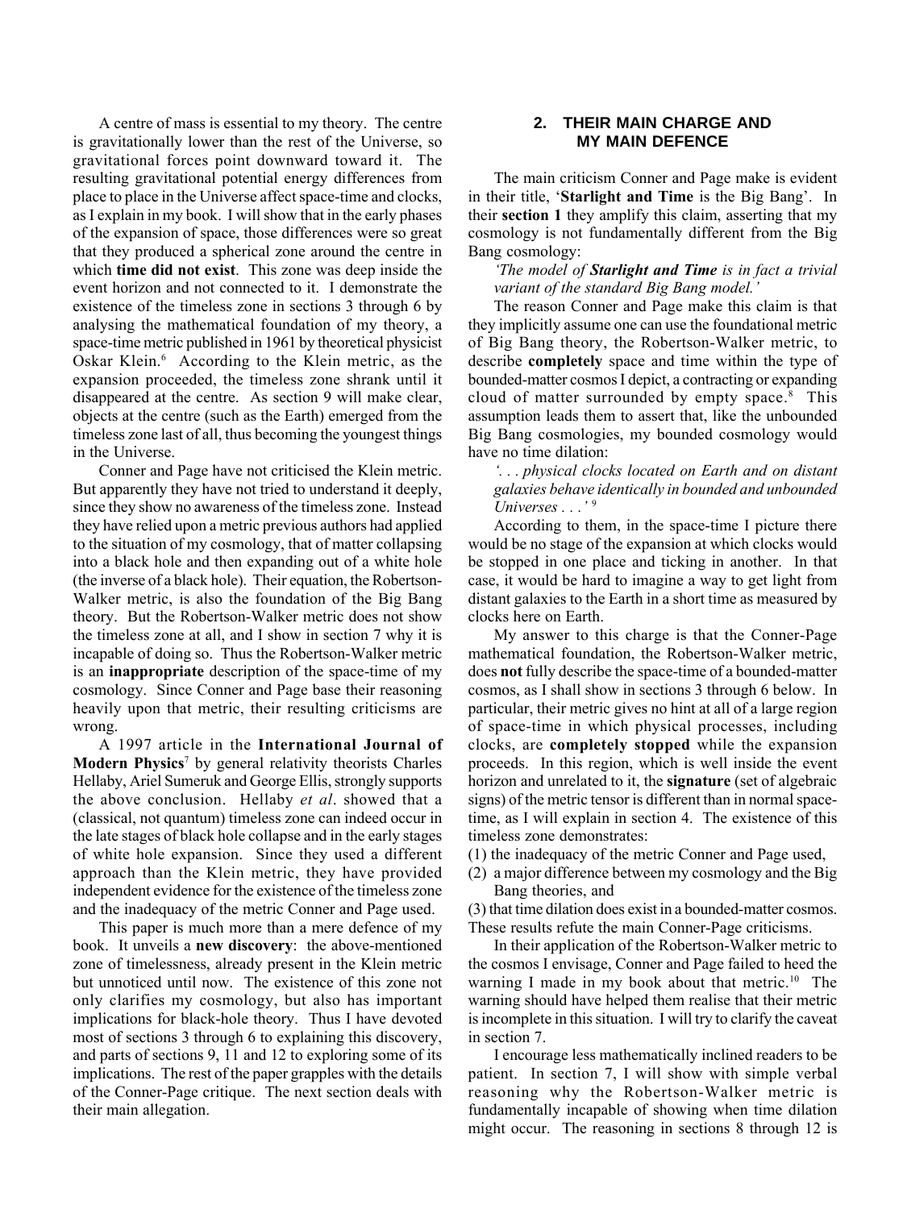A centre of mass is essential to my theory. The centre is gravitationally lower than the rest of the Universe, so gravitational forces point downward toward it. The resulting gravitational potential energy differences from place to place in the Universe affect space-time and clocks, as I explain in my book. I will show that in the early phases of the expansion of space, those differences were so great that they produced a spherical zone around the centre in which **time did not exist**. This zone was deep inside the event horizon and not connected to it. I demonstrate the existence of the timeless zone in sections 3 through 6 by analysing the mathematical foundation of my theory, a space-time metric published in 1961 by theoretical physicist Oskar Klein.[6] According to the Klein metric, as the expansion proceeded, the timeless zone shrank until it disappeared at the centre. As section 9 will make clear, objects at the centre (such as the Earth) emerged from the timeless zone last of all, thus becoming the youngest things in the Universe.

Conner and Page have not criticised the Klein metric. But apparently they have not tried to understand it deeply, since they show no awareness of the timeless zone. Instead they have relied upon a metric previous authors had applied to the situation of my cosmology, that of matter collapsing into a black hole and then expanding out of a white hole (the inverse of a black hole). Their equation, the Robertson-Walker metric, is also the foundation of the Big Bang theory. But the Robertson-Walker metric does not show the timeless zone at all, and I show in section 7 why it is incapable of doing so. Thus the Robertson-Walker metric is an **inappropriate** description of the space-time of my cosmology. Since Conner and Page base their reasoning heavily upon that metric, their resulting criticisms are wrong.

A 1997 article in the **International Journal of Modern Physics**[7] by general relativity theorists Charles Hellaby, Ariel Sumeruk and George Ellis, strongly supports the above conclusion. Hellaby *et al*. showed that a (classical, not quantum) timeless zone can indeed occur in the late stages of black hole collapse and in the early stages of white hole expansion. Since they used a different approach than the Klein metric, they have provided independent evidence for the existence of the timeless zone and the inadequacy of the metric Conner and Page used.

This paper is much more than a mere defence of my book. It unveils a **new discovery**: the above-mentioned zone of timelessness, already present in the Klein metric but unnoticed until now. The existence of this zone not only clarifies my cosmology, but also has important implications for black-hole theory. Thus I have devoted most of sections 3 through 6 to explaining this discovery, and parts of sections 9, 11 and 12 to exploring some of its implications. The rest of the paper grapples with the details of the Conner-Page critique. The next section deals with their main allegation.

## 2. THEIR MAIN CHARGE AND MY MAIN DEFENCE

The main criticism Conner and Page make is evident in their title, '**Starlight and Time** is the Big Bang'. In their **section 1** they amplify this claim, asserting that my cosmology is not fundamentally different from the Big Bang cosmology:

*'The model of **Starlight and Time** is in fact a trivial variant of the standard Big Bang model.'*

The reason Conner and Page make this claim is that they implicitly assume one can use the foundational metric of Big Bang theory, the Robertson-Walker metric, to describe **completely** space and time within the type of bounded-matter cosmos I depict, a contracting or expanding cloud of matter surrounded by empty space.[8] This assumption leads them to assert that, like the unbounded Big Bang cosmologies, my bounded cosmology would have no time dilation:

*'. . . physical clocks located on Earth and on distant galaxies behave identically in bounded and unbounded Universes . . .'*[9]

According to them, in the space-time I picture there would be no stage of the expansion at which clocks would be stopped in one place and ticking in another. In that case, it would be hard to imagine a way to get light from distant galaxies to the Earth in a short time as measured by clocks here on Earth.

My answer to this charge is that the Conner-Page mathematical foundation, the Robertson-Walker metric, does **not** fully describe the space-time of a bounded-matter cosmos, as I shall show in sections 3 through 6 below. In particular, their metric gives no hint at all of a large region of space-time in which physical processes, including clocks, are **completely stopped** while the expansion proceeds. In this region, which is well inside the event horizon and unrelated to it, the **signature** (set of algebraic signs) of the metric tensor is different than in normal space-time, as I will explain in section 4. The existence of this timeless zone demonstrates:

(1) the inadequacy of the metric Conner and Page used,
(2) a major difference between my cosmology and the Big Bang theories, and
(3) that time dilation does exist in a bounded-matter cosmos.

These results refute the main Conner-Page criticisms.

In their application of the Robertson-Walker metric to the cosmos I envisage, Conner and Page failed to heed the warning I made in my book about that metric.[10] The warning should have helped them realise that their metric is incomplete in this situation. I will try to clarify the caveat in section 7.

I encourage less mathematically inclined readers to be patient. In section 7, I will show with simple verbal reasoning why the Robertson-Walker metric is fundamentally incapable of showing when time dilation might occur. The reasoning in sections 8 through 12 is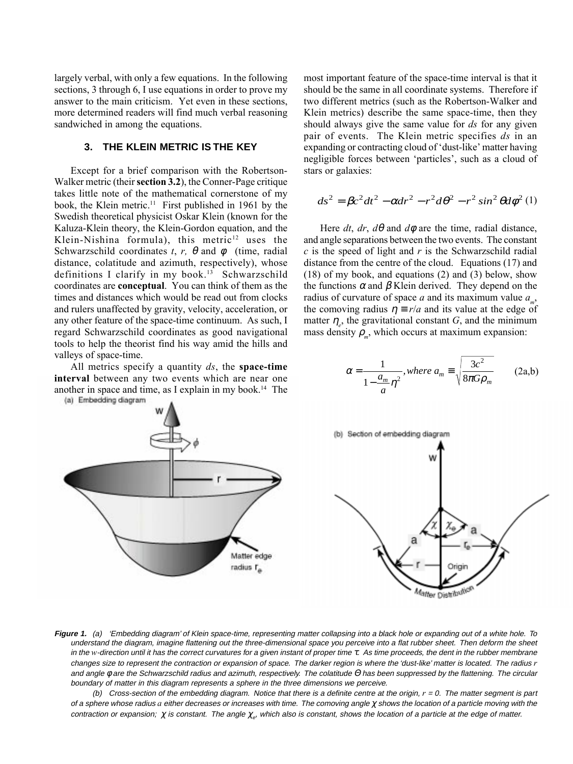largely verbal, with only a few equations. In the following sections, 3 through 6, I use equations in order to prove my answer to the main criticism. Yet even in these sections, more determined readers will find much verbal reasoning sandwiched in among the equations.

### 3. THE KLEIN METRIC IS THE KEY

Except for a brief comparison with the Robertson-Walker metric (their **section 3.2**), the Conner-Page critique takes little note of the mathematical cornerstone of my book, the Klein metric.[11] First published in 1961 by the Swedish theoretical physicist Oskar Klein (known for the Kaluza-Klein theory, the Klein-Gordon equation, and the Klein-Nishina formula), this metric[12] uses the Schwarzschild coordinates $t$, $r$, $\theta$ and $\phi$ (time, radial distance, colatitude and azimuth, respectively), whose definitions I clarify in my book.[13] Schwarzschild coordinates are **conceptual**. You can think of them as the times and distances which would be read out from clocks and rulers unaffected by gravity, velocity, acceleration, or any other feature of the space-time continuum. As such, I regard Schwarzschild coordinates as good navigational tools to help the theorist find his way amid the hills and valleys of space-time.

All metrics specify a quantity $ds$, the **space-time interval** between any two events which are near one another in space and time, as I explain in my book.[14] The most important feature of the space-time interval is that it should be the same in all coordinate systems. Therefore if two different metrics (such as the Robertson-Walker and Klein metrics) describe the same space-time, then they should always give the same value for $ds$ for any given pair of events. The Klein metric specifies $ds$ in an expanding or contracting cloud of 'dust-like' matter having negligible forces between 'particles', such as a cloud of stars or galaxies:

$$ds^2 = \beta c^2 dt^2 - \alpha dr^2 - r^2 d\theta^2 - r^2 \sin^2\theta d\phi^2 \quad (1)$$

Here $dt$, $dr$, $d\theta$ and $d\phi$ are the time, radial distance, and angle separations between the two events. The constant $c$ is the speed of light and $r$ is the Schwarzschild radial distance from the centre of the cloud. Equations (17) and (18) of my book, and equations (2) and (3) below, show the functions $\alpha$ and $\beta$ Klein derived. They depend on the radius of curvature of space $a$ and its maximum value $a_m$, the comoving radius $\eta \equiv r/a$ and its value at the edge of matter $\eta_e$, the gravitational constant $G$, and the minimum mass density $\rho_m$, which occurs at maximum expansion:

$$\alpha = \frac{1}{1-\frac{a_m}{a}\eta^2}, where\ a_m \equiv \sqrt{\frac{3c^2}{8\pi G\rho_m}} \quad (2a,b)$$

**Figure 1.** *(a) 'Embedding diagram' of Klein space-time, representing matter collapsing into a black hole or expanding out of a white hole. To understand the diagram, imagine flattening out the three-dimensional space you perceive into a flat rubber sheet. Then deform the sheet in the $w$-direction until it has the correct curvatures for a given instant of proper time $\tau$. As time proceeds, the dent in the rubber membrane changes size to represent the contraction or expansion of space. The darker region is where the 'dust-like' matter is located. The radius $r$ and angle $\phi$ are the Schwarzschild radius and azimuth, respectively. The colatitude $\Theta$ has been suppressed by the flattening. The circular boundary of matter in this diagram represents a sphere in the three dimensions we perceive.*

*(b) Cross-section of the embedding diagram. Notice that there is a definite centre at the origin, $r = 0$. The matter segment is part of a sphere whose radius $a$ either decreases or increases with time. The comoving angle $\chi$ shows the location of a particle moving with the contraction or expansion; $\chi$ is constant. The angle $\chi_e$, which also is constant, shows the location of a particle at the edge of matter.*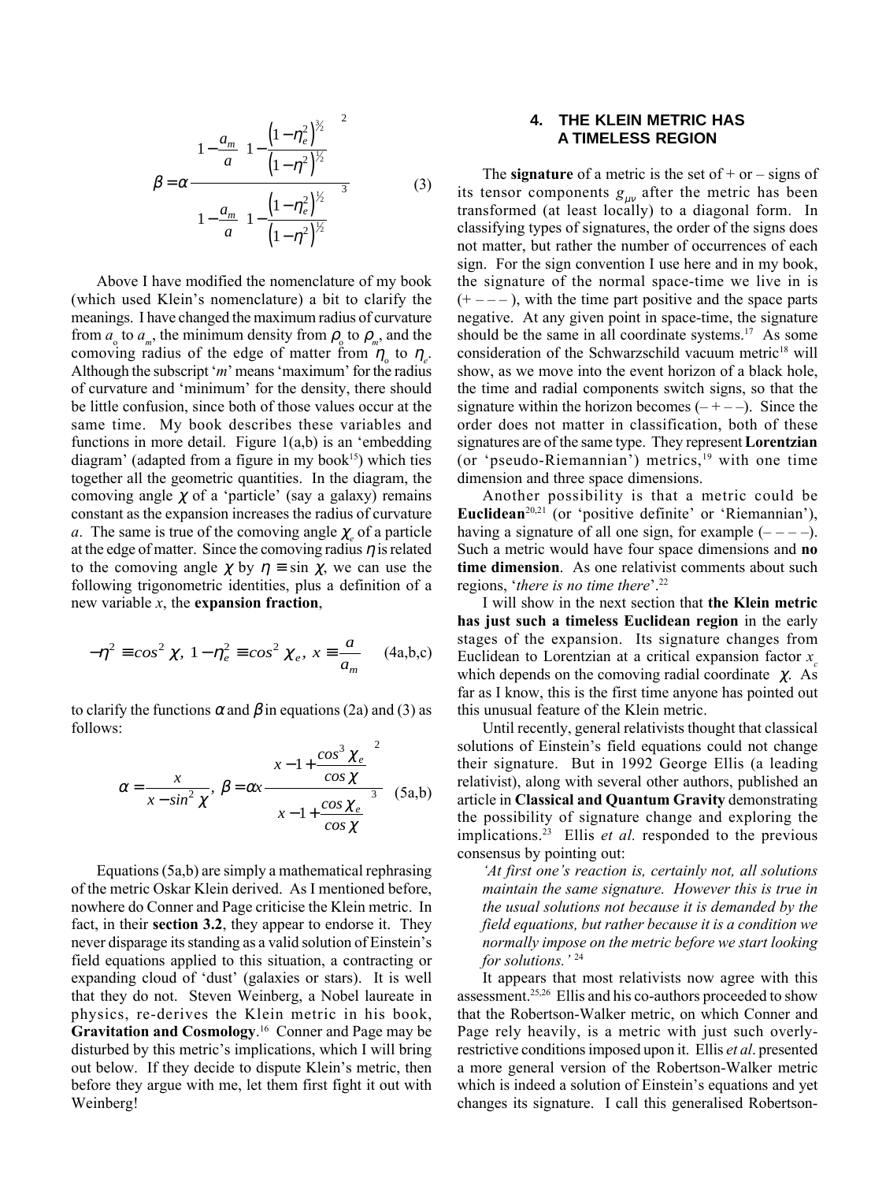$$\beta = \alpha \frac{\left[1 - \frac{a_m}{a}\left(1 - \frac{\left(1-\eta_e^2\right)^{3/2}}{\left(1-\eta^2\right)^{1/2}}\right)\right]^2}{\left[1 - \frac{a_m}{a}\left(1 - \frac{\left(1-\eta_e^2\right)^{1/2}}{\left(1-\eta^2\right)^{1/2}}\right)\right]^3} \tag{3}$$

Above I have modified the nomenclature of my book (which used Klein's nomenclature) a bit to clarify the meanings. I have changed the maximum radius of curvature from $a_o$ to $a_m$, the minimum density from $\rho_o$ to $\rho_m$, and the comoving radius of the edge of matter from $\eta_o$ to $\eta_e$. Although the subscript '$m$' means 'maximum' for the radius of curvature and 'minimum' for the density, there should be little confusion, since both of those values occur at the same time. My book describes these variables and functions in more detail. Figure 1(a,b) is an 'embedding diagram' (adapted from a figure in my book[15]) which ties together all the geometric quantities. In the diagram, the comoving angle $\chi$ of a 'particle' (say a galaxy) remains constant as the expansion increases the radius of curvature $a$. The same is true of the comoving angle $\chi_e$ of a particle at the edge of matter. Since the comoving radius $\eta$ is related to the comoving angle $\chi$ by $\eta \equiv \sin \chi$, we can use the following trigonometric identities, plus a definition of a new variable $x$, the **expansion fraction**,

$$-\eta^2 \equiv cos^2 \chi,\ 1-\eta_e^2 \equiv cos^2 \chi_e,\ x \equiv \frac{a}{a_m} \tag{4a,b,c}$$

to clarify the functions $\alpha$ and $\beta$ in equations (2a) and (3) as follows:

$$\alpha = \frac{x}{x - sin^2 \chi},\ \beta = \alpha x \frac{\left[x - 1 + \frac{cos^3 \chi_e}{cos \chi}\right]^2}{\left[x - 1 + \frac{cos \chi_e}{cos \chi}\right]^3} \tag{5a,b}$$

Equations (5a,b) are simply a mathematical rephrasing of the metric Oskar Klein derived. As I mentioned before, nowhere do Conner and Page criticise the Klein metric. In fact, in their **section 3.2**, they appear to endorse it. They never disparage its standing as a valid solution of Einstein's field equations applied to this situation, a contracting or expanding cloud of 'dust' (galaxies or stars). It is well that they do not. Steven Weinberg, a Nobel laureate in physics, re-derives the Klein metric in his book, **Gravitation and Cosmology**.[16] Conner and Page may be disturbed by this metric's implications, which I will bring out below. If they decide to dispute Klein's metric, then before they argue with me, let them first fight it out with Weinberg!

## 4. THE KLEIN METRIC HAS A TIMELESS REGION

The **signature** of a metric is the set of + or – signs of its tensor components $g_{\mu\nu}$ after the metric has been transformed (at least locally) to a diagonal form. In classifying types of signatures, the order of the signs does not matter, but rather the number of occurrences of each sign. For the sign convention I use here and in my book, the signature of the normal space-time we live in is (+ – – – ), with the time part positive and the space parts negative. At any given point in space-time, the signature should be the same in all coordinate systems.[17] As some consideration of the Schwarzschild vacuum metric[18] will show, as we move into the event horizon of a black hole, the time and radial components switch signs, so that the signature within the horizon becomes (– + – –). Since the order does not matter in classification, both of these signatures are of the same type. They represent **Lorentzian** (or 'pseudo-Riemannian') metrics,[19] with one time dimension and three space dimensions.

Another possibility is that a metric could be **Euclidean**[20,21] (or 'positive definite' or 'Riemannian'), having a signature of all one sign, for example (– – – –). Such a metric would have four space dimensions and **no time dimension**. As one relativist comments about such regions, '*there is no time there*'.[22]

I will show in the next section that **the Klein metric has just such a timeless Euclidean region** in the early stages of the expansion. Its signature changes from Euclidean to Lorentzian at a critical expansion factor $x_c$ which depends on the comoving radial coordinate $\chi$. As far as I know, this is the first time anyone has pointed out this unusual feature of the Klein metric.

Until recently, general relativists thought that classical solutions of Einstein's field equations could not change their signature. But in 1992 George Ellis (a leading relativist), along with several other authors, published an article in **Classical and Quantum Gravity** demonstrating the possibility of signature change and exploring the implications.[23] Ellis *et al.* responded to the previous consensus by pointing out:

> *'At first one's reaction is, certainly not, all solutions maintain the same signature. However this is true in the usual solutions not because it is demanded by the field equations, but rather because it is a condition we normally impose on the metric before we start looking for solutions.'* [24]

It appears that most relativists now agree with this assessment.[25,26] Ellis and his co-authors proceeded to show that the Robertson-Walker metric, on which Conner and Page rely heavily, is a metric with just such overly-restrictive conditions imposed upon it. Ellis *et al*. presented a more general version of the Robertson-Walker metric which is indeed a solution of Einstein's equations and yet changes its signature. I call this generalised Robertson-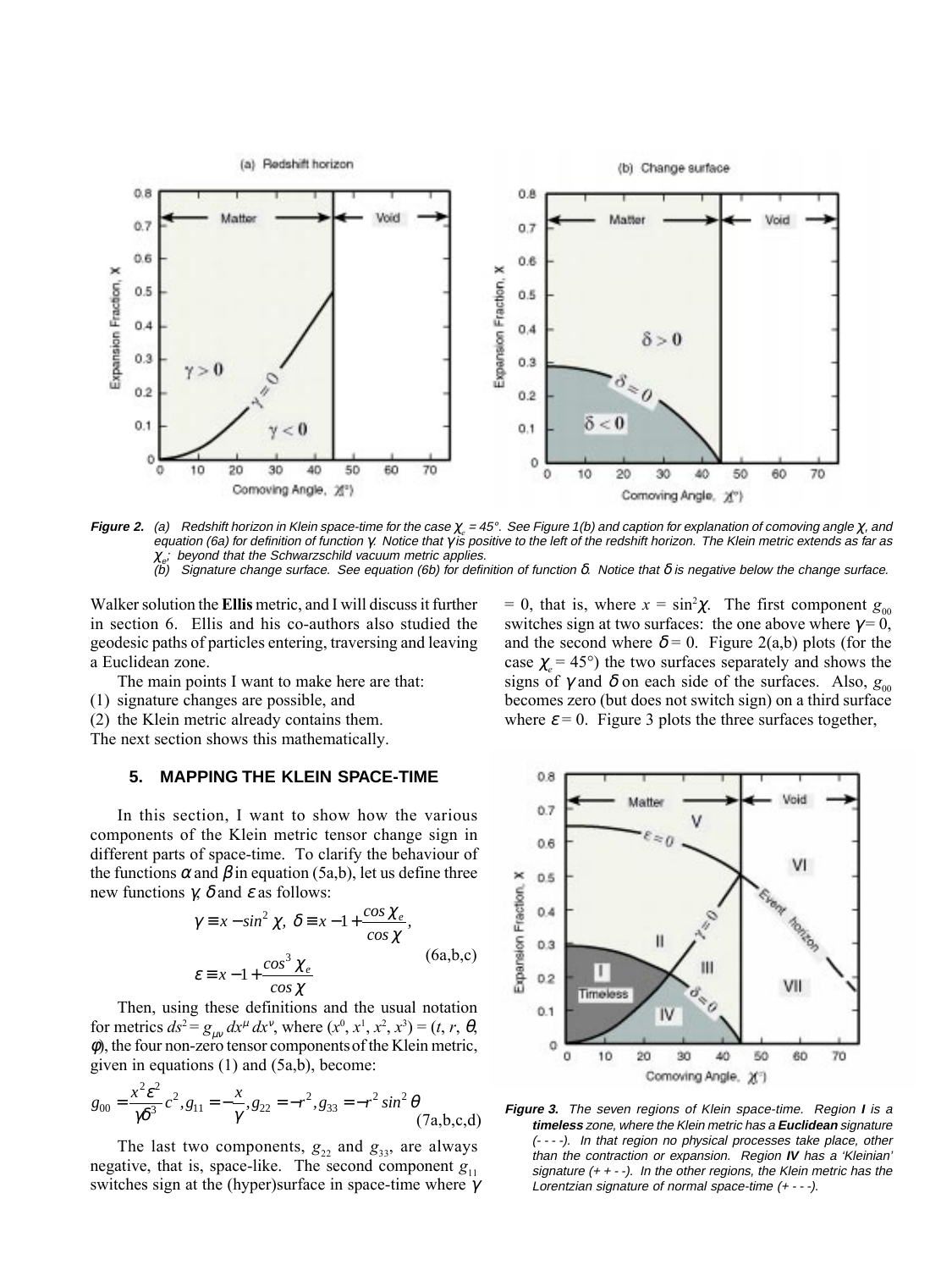*Figure 2. (a) Redshift horizon in Klein space-time for the case $\chi_e = 45°$. See Figure 1(b) and caption for explanation of comoving angle $\chi$, and equation (6a) for definition of function $\gamma$. Notice that $\gamma$ is positive to the left of the redshift horizon. The Klein metric extends as far as $\chi_e$; beyond that the Schwarzschild vacuum metric applies.*
*(b) Signature change surface. See equation (6b) for definition of function $\delta$. Notice that $\delta$ is negative below the change surface.*

Walker solution the **Ellis** metric, and I will discuss it further in section 6. Ellis and his co-authors also studied the geodesic paths of particles entering, traversing and leaving a Euclidean zone.

The main points I want to make here are that:
(1) signature changes are possible, and
(2) the Klein metric already contains them.
The next section shows this mathematically.

## 5. MAPPING THE KLEIN SPACE-TIME

In this section, I want to show how the various components of the Klein metric tensor change sign in different parts of space-time. To clarify the behaviour of the functions $\alpha$ and $\beta$ in equation (5a,b), let us define three new functions $\gamma$, $\delta$ and $\varepsilon$ as follows:

$$\gamma \equiv x - \sin^2 \chi, \quad \delta \equiv x - 1 + \frac{\cos \chi_e}{\cos \chi}, \quad \varepsilon \equiv x - 1 + \frac{\cos^3 \chi_e}{\cos \chi} \qquad \text{(6a,b,c)}$$

Then, using these definitions and the usual notation for metrics $ds^2 = g_{\mu\nu}\, dx^\mu\, dx^\nu$, where $(x^0, x^1, x^2, x^3) = (t, r, \theta, \phi)$, the four non-zero tensor components of the Klein metric, given in equations (1) and (5a,b), become:

$$g_{00} = \frac{x^2 \varepsilon^2}{\gamma \delta^3} c^2, g_{11} = -\frac{x}{\gamma}, g_{22} = -r^2, g_{33} = -r^2 \sin^2 \theta \qquad \text{(7a,b,c,d)}$$

The last two components, $g_{22}$ and $g_{33}$, are always negative, that is, space-like. The second component $g_{11}$ switches sign at the (hyper)surface in space-time where $\gamma = 0$, that is, where $x = \sin^2\chi$. The first component $g_{00}$ switches sign at two surfaces: the one above where $\gamma = 0$, and the second where $\delta = 0$. Figure 2(a,b) plots (for the case $\chi_e = 45°$) the two surfaces separately and shows the signs of $\gamma$ and $\delta$ on each side of the surfaces. Also, $g_{00}$ becomes zero (but does not switch sign) on a third surface where $\varepsilon = 0$. Figure 3 plots the three surfaces together,

*Figure 3. The seven regions of Klein space-time. Region **I** is a **timeless** zone, where the Klein metric has a **Euclidean** signature (- - - -). In that region no physical processes take place, other than the contraction or expansion. Region **IV** has a 'Kleinian' signature (+ + - -). In the other regions, the Klein metric has the Lorentzian signature of normal space-time (+ - - -).*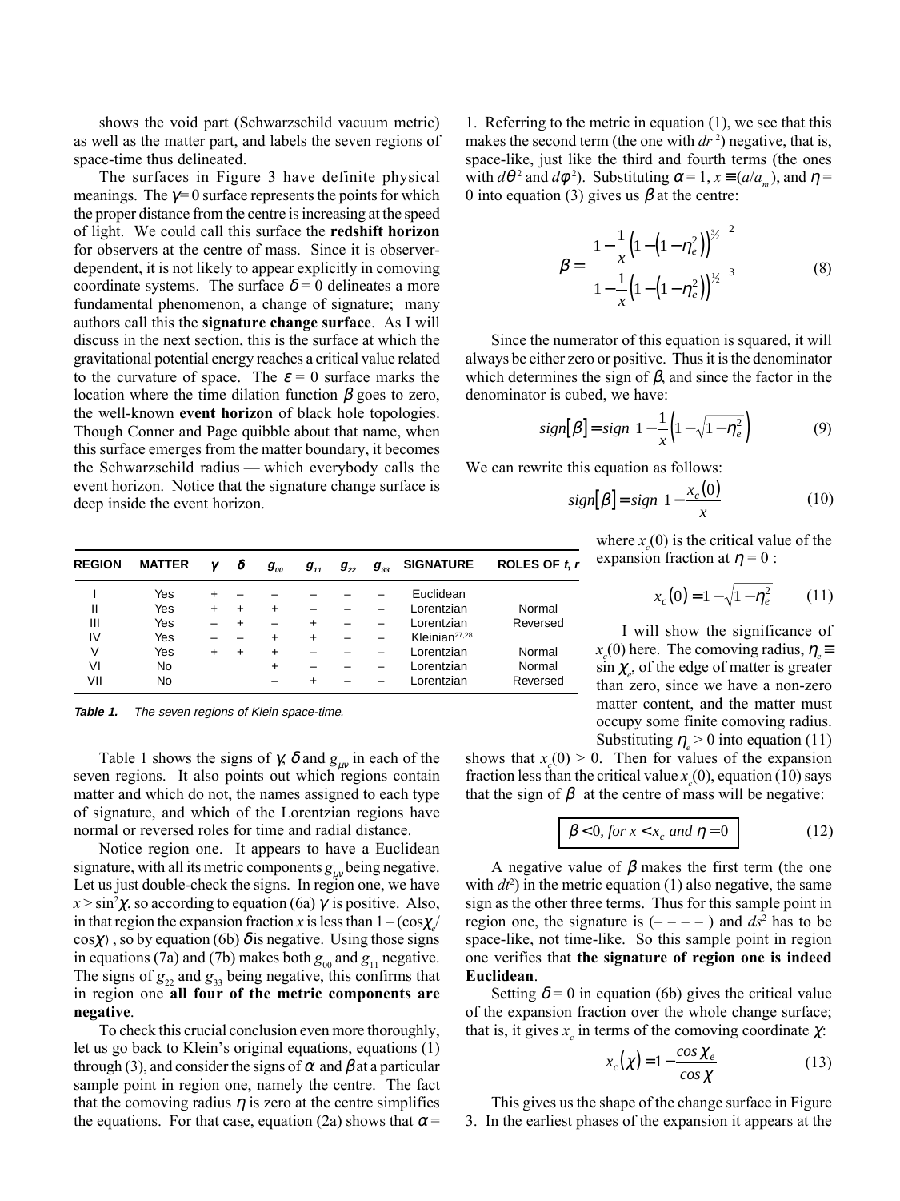shows the void part (Schwarzschild vacuum metric) as well as the matter part, and labels the seven regions of space-time thus delineated.

The surfaces in Figure 3 have definite physical meanings. The $\gamma = 0$ surface represents the points for which the proper distance from the centre is increasing at the speed of light. We could call this surface the **redshift horizon** for observers at the centre of mass. Since it is observer-dependent, it is not likely to appear explicitly in comoving coordinate systems. The surface $\delta = 0$ delineates a more fundamental phenomenon, a change of signature; many authors call this the **signature change surface**. As I will discuss in the next section, this is the surface at which the gravitational potential energy reaches a critical value related to the curvature of space. The $\varepsilon = 0$ surface marks the location where the time dilation function $\beta$ goes to zero, the well-known **event horizon** of black hole topologies. Though Conner and Page quibble about that name, when this surface emerges from the matter boundary, it becomes the Schwarzschild radius — which everybody calls the event horizon. Notice that the signature change surface is deep inside the event horizon.

| REGION | MATTER | $\gamma$ | $\delta$ | $g_{00}$ | $g_{11}$ | $g_{22}$ | $g_{33}$ | SIGNATURE | ROLES OF $t$, $r$ |
|---|---|---|---|---|---|---|---|---|---|
| I | Yes | + | – | – | – | – | – | Euclidean | |
| II | Yes | + | + | + | – | – | – | Lorentzian | Normal |
| III | Yes | – | + | – | + | – | – | Lorentzian | Reversed |
| IV | Yes | – | – | + | + | – | – | Kleinian[27,28] | |
| V | Yes | + | + | + | – | – | – | Lorentzian | Normal |
| VI | No | | | + | – | – | – | Lorentzian | Normal |
| VII | No | | | – | + | – | – | Lorentzian | Reversed |

***Table 1.** The seven regions of Klein space-time.*

Table 1 shows the signs of $\gamma$, $\delta$ and $g_{\mu\nu}$ in each of the seven regions. It also points out which regions contain matter and which do not, the names assigned to each type of signature, and which of the Lorentzian regions have normal or reversed roles for time and radial distance.

Notice region one. It appears to have a Euclidean signature, with all its metric components $g_{\mu\nu}$ being negative. Let us just double-check the signs. In region one, we have $x > \sin^2\chi$, so according to equation (6a) $\gamma$ is positive. Also, in that region the expansion fraction $x$ is less than $1 - (\cos\chi_e/\cos\chi)$, so by equation (6b) $\delta$ is negative. Using those signs in equations (7a) and (7b) makes both $g_{00}$ and $g_{11}$ negative. The signs of $g_{22}$ and $g_{33}$ being negative, this confirms that in region one **all four of the metric components are negative**.

To check this crucial conclusion even more thoroughly, let us go back to Klein's original equations, equations (1) through (3), and consider the signs of $\alpha$ and $\beta$ at a particular sample point in region one, namely the centre. The fact that the comoving radius $\eta$ is zero at the centre simplifies the equations. For that case, equation (2a) shows that $\alpha = 1$. Referring to the metric in equation (1), we see that this makes the second term (the one with $dr^2$) negative, that is, space-like, just like the third and fourth terms (the ones with $d\theta^2$ and $d\phi^2$). Substituting $\alpha = 1$, $x \equiv (a/a_m)$, and $\eta = 0$ into equation (3) gives us $\beta$ at the centre:

$$\beta = \frac{\left[1 - \frac{1}{x}\left(1 - \left(1 - \eta_e^2\right)\right)^{3/2}\right]^2}{\left[1 - \frac{1}{x}\left(1 - \left(1 - \eta_e^2\right)\right)^{1/2}\right]^3} \tag{8}$$

Since the numerator of this equation is squared, it will always be either zero or positive. Thus it is the denominator which determines the sign of $\beta$, and since the factor in the denominator is cubed, we have:

$$sign[\beta] = sign\left[1 - \frac{1}{x}\left(1 - \sqrt{1 - \eta_e^2}\right)\right] \tag{9}$$

We can rewrite this equation as follows:

$$sign[\beta] = sign\left[1 - \frac{x_c(0)}{x}\right] \tag{10}$$

where $x_c(0)$ is the critical value of the expansion fraction at $\eta = 0$ :

$$x_c(0) = 1 - \sqrt{1 - \eta_e^2} \tag{11}$$

I will show the significance of $x_c(0)$ here. The comoving radius, $\eta_e \equiv \sin\chi_e$, of the edge of matter is greater than zero, since we have a non-zero matter content, and the matter must occupy some finite comoving radius. Substituting $\eta_e > 0$ into equation (11) shows that $x_c(0) > 0$. Then for values of the expansion fraction less than the critical value $x_c(0)$, equation (10) says that the sign of $\beta$ at the centre of mass will be negative:

$$\boxed{\beta < 0,\ for\ x < x_c\ and\ \eta = 0} \tag{12}$$

A negative value of $\beta$ makes the first term (the one with $dt^2$) in the metric equation (1) also negative, the same sign as the other three terms. Thus for this sample point in region one, the signature is $(- - - -)$ and $ds^2$ has to be space-like, not time-like. So this sample point in region one verifies that **the signature of region one is indeed Euclidean**.

Setting $\delta = 0$ in equation (6b) gives the critical value of the expansion fraction over the whole change surface; that is, it gives $x_c$ in terms of the comoving coordinate $\chi$:

$$x_c(\chi) = 1 - \frac{\cos\chi_e}{\cos\chi} \tag{13}$$

This gives us the shape of the change surface in Figure 3. In the earliest phases of the expansion it appears at the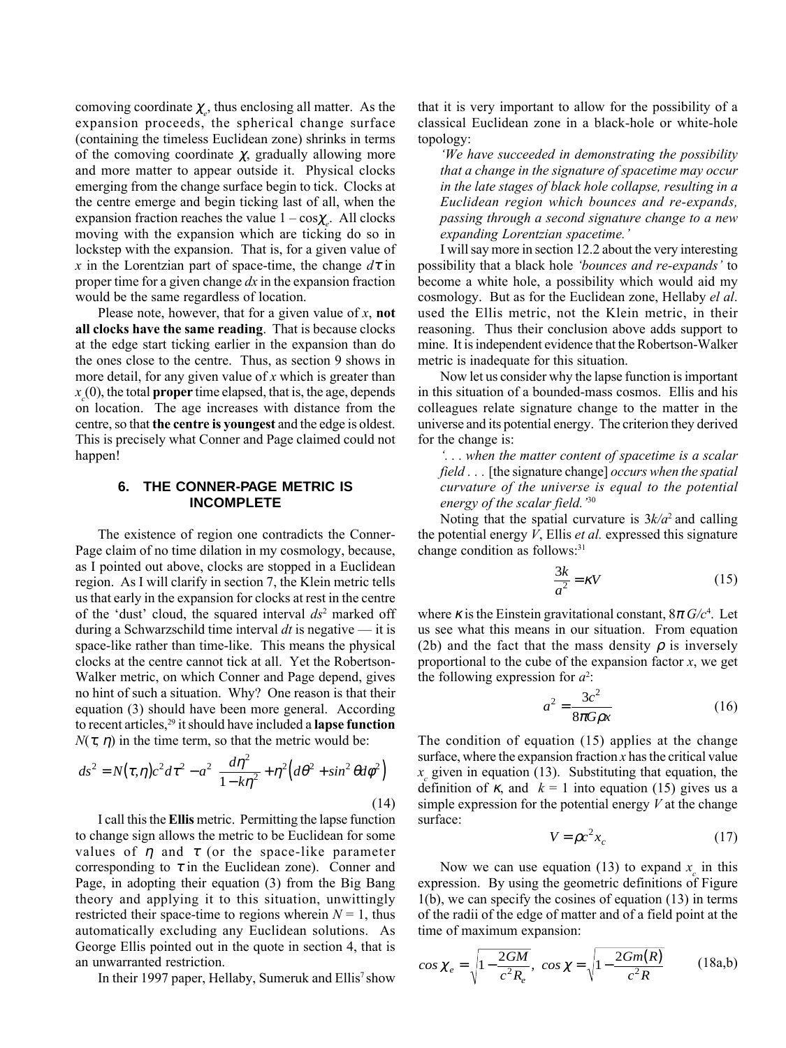comoving coordinate $\chi_e$, thus enclosing all matter. As the expansion proceeds, the spherical change surface (containing the timeless Euclidean zone) shrinks in terms of the comoving coordinate $\chi$, gradually allowing more and more matter to appear outside it. Physical clocks emerging from the change surface begin to tick. Clocks at the centre emerge and begin ticking last of all, when the expansion fraction reaches the value $1 - \cos\chi_e$. All clocks moving with the expansion which are ticking do so in lockstep with the expansion. That is, for a given value of $x$ in the Lorentzian part of space-time, the change $d\tau$ in proper time for a given change $dx$ in the expansion fraction would be the same regardless of location.

Please note, however, that for a given value of $x$, **not all clocks have the same reading**. That is because clocks at the edge start ticking earlier in the expansion than do the ones close to the centre. Thus, as section 9 shows in more detail, for any given value of $x$ which is greater than $x_c(0)$, the total **proper** time elapsed, that is, the age, depends on location. The age increases with distance from the centre, so that **the centre is youngest** and the edge is oldest. This is precisely what Conner and Page claimed could not happen!

### 6. THE CONNER-PAGE METRIC IS INCOMPLETE

The existence of region one contradicts the Conner-Page claim of no time dilation in my cosmology, because, as I pointed out above, clocks are stopped in a Euclidean region. As I will clarify in section 7, the Klein metric tells us that early in the expansion for clocks at rest in the centre of the 'dust' cloud, the squared interval $ds^2$ marked off during a Schwarzschild time interval $dt$ is negative — it is space-like rather than time-like. This means the physical clocks at the centre cannot tick at all. Yet the Robertson-Walker metric, on which Conner and Page depend, gives no hint of such a situation. Why? One reason is that their equation (3) should have been more general. According to recent articles,[29] it should have included a **lapse function** $N(\tau, \eta)$ in the time term, so that the metric would be:

$$ds^2 = N(\tau,\eta)c^2 d\tau^2 - a^2 \left[\frac{d\eta^2}{1-k\eta^2} + \eta^2\left(d\theta^2 + \sin^2\theta d\phi^2\right)\right] \tag{14}$$

I call this the **Ellis** metric. Permitting the lapse function to change sign allows the metric to be Euclidean for some values of $\eta$ and $\tau$ (or the space-like parameter corresponding to $\tau$ in the Euclidean zone). Conner and Page, in adopting their equation (3) from the Big Bang theory and applying it to this situation, unwittingly restricted their space-time to regions wherein $N = 1$, thus automatically excluding any Euclidean solutions. As George Ellis pointed out in the quote in section 4, that is an unwarranted restriction.

In their 1997 paper, Hellaby, Sumeruk and Ellis[7] show that it is very important to allow for the possibility of a classical Euclidean zone in a black-hole or white-hole topology:

*'We have succeeded in demonstrating the possibility that a change in the signature of spacetime may occur in the late stages of black hole collapse, resulting in a Euclidean region which bounces and re-expands, passing through a second signature change to a new expanding Lorentzian spacetime.'*

I will say more in section 12.2 about the very interesting possibility that a black hole *'bounces and re-expands'* to become a white hole, a possibility which would aid my cosmology. But as for the Euclidean zone, Hellaby *el al.* used the Ellis metric, not the Klein metric, in their reasoning. Thus their conclusion above adds support to mine. It is independent evidence that the Robertson-Walker metric is inadequate for this situation.

Now let us consider why the lapse function is important in this situation of a bounded-mass cosmos. Ellis and his colleagues relate signature change to the matter in the universe and its potential energy. The criterion they derived for the change is:

*'. . . when the matter content of spacetime is a scalar field . . .* [the signature change] *occurs when the spatial curvature of the universe is equal to the potential energy of the scalar field.'*[30]

Noting that the spatial curvature is $3k/a^2$ and calling the potential energy $V$, Ellis *et al.* expressed this signature change condition as follows:[31]

$$\frac{3k}{a^2} = \kappa V \tag{15}$$

where $\kappa$ is the Einstein gravitational constant, $8\pi G/c^4$. Let us see what this means in our situation. From equation (2b) and the fact that the mass density $\rho$ is inversely proportional to the cube of the expansion factor $x$, we get the following expression for $a^2$:

$$a^2 = \frac{3c^2}{8\pi G\rho x} \tag{16}$$

The condition of equation (15) applies at the change surface, where the expansion fraction $x$ has the critical value $x_c$ given in equation (13). Substituting that equation, the definition of $\kappa$, and $k = 1$ into equation (15) gives us a simple expression for the potential energy $V$ at the change surface:

$$V = \rho c^2 x_c \tag{17}$$

Now we can use equation (13) to expand $x_c$ in this expression. By using the geometric definitions of Figure 1(b), we can specify the cosines of equation (13) in terms of the radii of the edge of matter and of a field point at the time of maximum expansion:

$$\cos\chi_e = \sqrt{1 - \frac{2GM}{c^2 R_e}},\quad \cos\chi = \sqrt{1 - \frac{2Gm(R)}{c^2 R}} \tag{18a,b}$$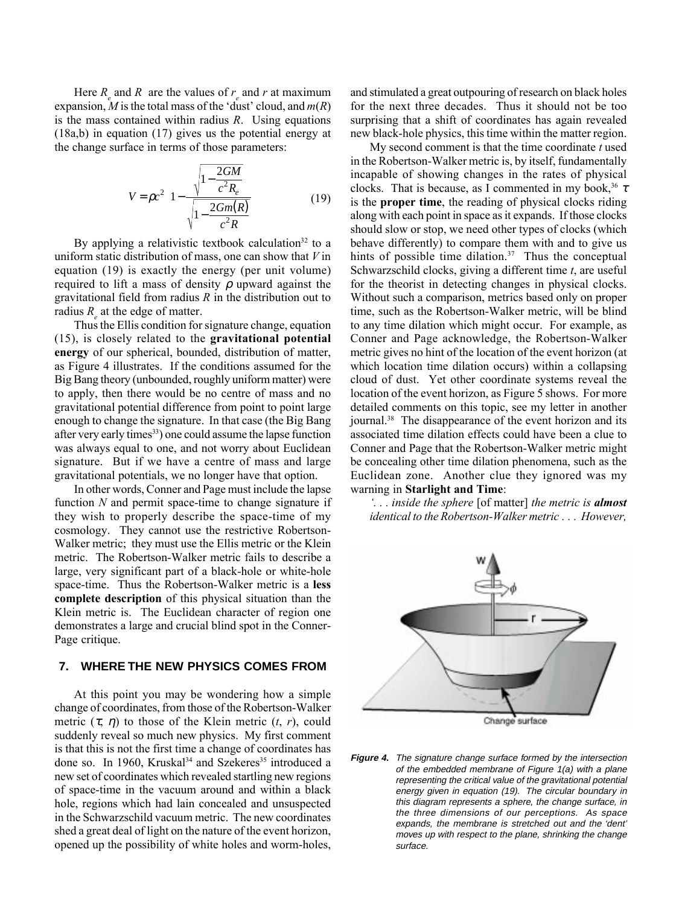Here $R_e$ and $R$ are the values of $r_e$ and $r$ at maximum expansion, $M$ is the total mass of the 'dust' cloud, and $m(R)$ is the mass contained within radius $R$. Using equations (18a,b) in equation (17) gives us the potential energy at the change surface in terms of those parameters:

$$V = \rho c^2 \left(1 - \frac{\sqrt{1 - \frac{2GM}{c^2 R_e}}}{\sqrt{1 - \frac{2Gm(R)}{c^2 R}}}\right) \tag{19}$$

By applying a relativistic textbook calculation[32] to a uniform static distribution of mass, one can show that $V$ in equation (19) is exactly the energy (per unit volume) required to lift a mass of density $\rho$ upward against the gravitational field from radius $R$ in the distribution out to radius $R_e$ at the edge of matter.

Thus the Ellis condition for signature change, equation (15), is closely related to the **gravitational potential energy** of our spherical, bounded, distribution of matter, as Figure 4 illustrates. If the conditions assumed for the Big Bang theory (unbounded, roughly uniform matter) were to apply, then there would be no centre of mass and no gravitational potential difference from point to point large enough to change the signature. In that case (the Big Bang after very early times[33]) one could assume the lapse function was always equal to one, and not worry about Euclidean signature. But if we have a centre of mass and large gravitational potentials, we no longer have that option.

In other words, Conner and Page must include the lapse function $N$ and permit space-time to change signature if they wish to properly describe the space-time of my cosmology. They cannot use the restrictive Robertson-Walker metric; they must use the Ellis metric or the Klein metric. The Robertson-Walker metric fails to describe a large, very significant part of a black-hole or white-hole space-time. Thus the Robertson-Walker metric is a **less complete description** of this physical situation than the Klein metric is. The Euclidean character of region one demonstrates a large and crucial blind spot in the Conner-Page critique.

## 7. WHERE THE NEW PHYSICS COMES FROM

At this point you may be wondering how a simple change of coordinates, from those of the Robertson-Walker metric ($\tau$, $\eta$) to those of the Klein metric ($t$, $r$), could suddenly reveal so much new physics. My first comment is that this is not the first time a change of coordinates has done so. In 1960, Kruskal[34] and Szekeres[35] introduced a new set of coordinates which revealed startling new regions of space-time in the vacuum around and within a black hole, regions which had lain concealed and unsuspected in the Schwarzschild vacuum metric. The new coordinates shed a great deal of light on the nature of the event horizon, opened up the possibility of white holes and worm-holes, and stimulated a great outpouring of research on black holes for the next three decades. Thus it should not be too surprising that a shift of coordinates has again revealed new black-hole physics, this time within the matter region.

My second comment is that the time coordinate $t$ used in the Robertson-Walker metric is, by itself, fundamentally incapable of showing changes in the rates of physical clocks. That is because, as I commented in my book,[36] $\tau$ is the **proper time**, the reading of physical clocks riding along with each point in space as it expands. If those clocks should slow or stop, we need other types of clocks (which behave differently) to compare them with and to give us hints of possible time dilation.[37] Thus the conceptual Schwarzschild clocks, giving a different time $t$, are useful for the theorist in detecting changes in physical clocks. Without such a comparison, metrics based only on proper time, such as the Robertson-Walker metric, will be blind to any time dilation which might occur. For example, as Conner and Page acknowledge, the Robertson-Walker metric gives no hint of the location of the event horizon (at which location time dilation occurs) within a collapsing cloud of dust. Yet other coordinate systems reveal the location of the event horizon, as Figure 5 shows. For more detailed comments on this topic, see my letter in another journal.[38] The disappearance of the event horizon and its associated time dilation effects could have been a clue to Conner and Page that the Robertson-Walker metric might be concealing other time dilation phenomena, such as the Euclidean zone. Another clue they ignored was my warning in **Starlight and Time**:

*'. . . inside the sphere* [of matter] *the metric is **almost** identical to the Robertson-Walker metric . . . However,*

***Figure 4.*** *The signature change surface formed by the intersection of the embedded membrane of Figure 1(a) with a plane representing the critical value of the gravitational potential energy given in equation (19). The circular boundary in this diagram represents a sphere, the change surface, in the three dimensions of our perceptions. As space expands, the membrane is stretched out and the 'dent' moves up with respect to the plane, shrinking the change surface.*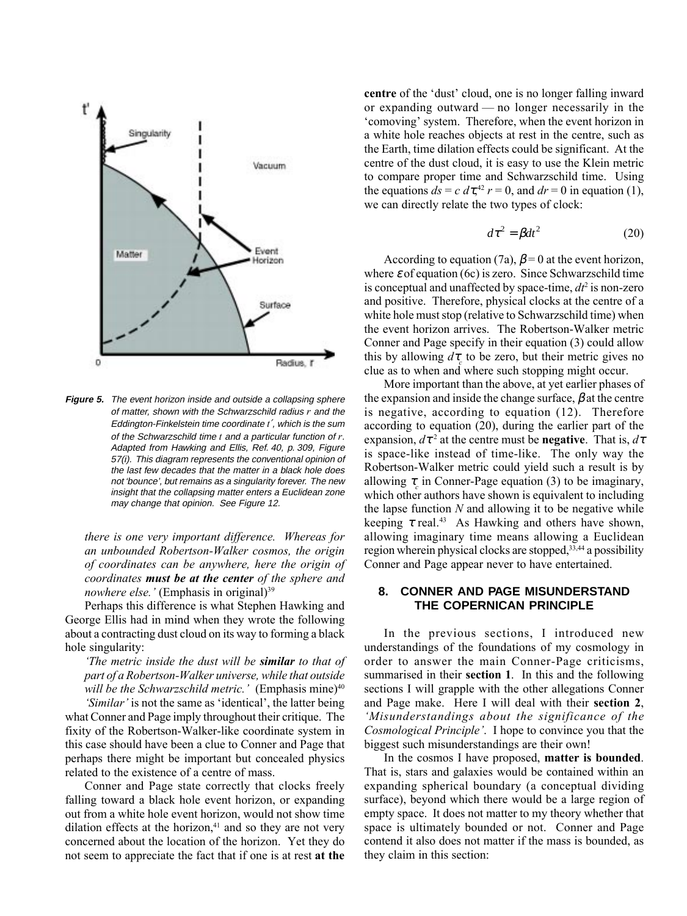**Figure 5.** *The event horizon inside and outside a collapsing sphere of matter, shown with the Schwarzschild radius r and the Eddington-Finkelstein time coordinate t′, which is the sum of the Schwarzschild time t and a particular function of r. Adapted from Hawking and Ellis, Ref. 40, p. 309, Figure 57(i). This diagram represents the conventional opinion of the last few decades that the matter in a black hole does not 'bounce', but remains as a singularity forever. The new insight that the collapsing matter enters a Euclidean zone may change that opinion. See Figure 12.*

*there is one very important difference. Whereas for an unbounded Robertson-Walker cosmos, the origin of coordinates can be anywhere, here the origin of coordinates **must be at the center** of the sphere and nowhere else.'* (Emphasis in original)[39]

Perhaps this difference is what Stephen Hawking and George Ellis had in mind when they wrote the following about a contracting dust cloud on its way to forming a black hole singularity:

*'The metric inside the dust will be **similar** to that of part of a Robertson-Walker universe, while that outside will be the Schwarzschild metric.'* (Emphasis mine)[40]

*'Similar'* is not the same as 'identical', the latter being what Conner and Page imply throughout their critique. The fixity of the Robertson-Walker-like coordinate system in this case should have been a clue to Conner and Page that perhaps there might be important but concealed physics related to the existence of a centre of mass.

Conner and Page state correctly that clocks freely falling toward a black hole event horizon, or expanding out from a white hole event horizon, would not show time dilation effects at the horizon,[41] and so they are not very concerned about the location of the horizon. Yet they do not seem to appreciate the fact that if one is at rest **at the centre** of the 'dust' cloud, one is no longer falling inward or expanding outward — no longer necessarily in the 'comoving' system. Therefore, when the event horizon in a white hole reaches objects at rest in the centre, such as the Earth, time dilation effects could be significant. At the centre of the dust cloud, it is easy to use the Klein metric to compare proper time and Schwarzschild time. Using the equations $ds = c\, d\tau$,[42] $r = 0$, and $dr = 0$ in equation (1), we can directly relate the two types of clock:

$$d\tau^2 = \beta dt^2 \tag{20}$$

According to equation (7a), $\beta = 0$ at the event horizon, where $\varepsilon$ of equation (6c) is zero. Since Schwarzschild time is conceptual and unaffected by space-time, $dt^2$ is non-zero and positive. Therefore, physical clocks at the centre of a white hole must stop (relative to Schwarzschild time) when the event horizon arrives. The Robertson-Walker metric Conner and Page specify in their equation (3) could allow this by allowing $d\tau_c$ to be zero, but their metric gives no clue as to when and where such stopping might occur.

More important than the above, at yet earlier phases of the expansion and inside the change surface, $\beta$ at the centre is negative, according to equation (12). Therefore according to equation (20), during the earlier part of the expansion, $d\tau^2$ at the centre must be **negative**. That is, $d\tau$ is space-like instead of time-like. The only way the Robertson-Walker metric could yield such a result is by allowing $\tau_c$ in Conner-Page equation (3) to be imaginary, which other authors have shown is equivalent to including the lapse function $N$ and allowing it to be negative while keeping $\tau$ real.[43] As Hawking and others have shown, allowing imaginary time means allowing a Euclidean region wherein physical clocks are stopped,[33,44] a possibility Conner and Page appear never to have entertained.

## 8. CONNER AND PAGE MISUNDERSTAND THE COPERNICAN PRINCIPLE

In the previous sections, I introduced new understandings of the foundations of my cosmology in order to answer the main Conner-Page criticisms, summarised in their **section 1**. In this and the following sections I will grapple with the other allegations Conner and Page make. Here I will deal with their **section 2**, *'Misunderstandings about the significance of the Cosmological Principle'*. I hope to convince you that the biggest such misunderstandings are their own!

In the cosmos I have proposed, **matter is bounded**. That is, stars and galaxies would be contained within an expanding spherical boundary (a conceptual dividing surface), beyond which there would be a large region of empty space. It does not matter to my theory whether that space is ultimately bounded or not. Conner and Page contend it also does not matter if the mass is bounded, as they claim in this section: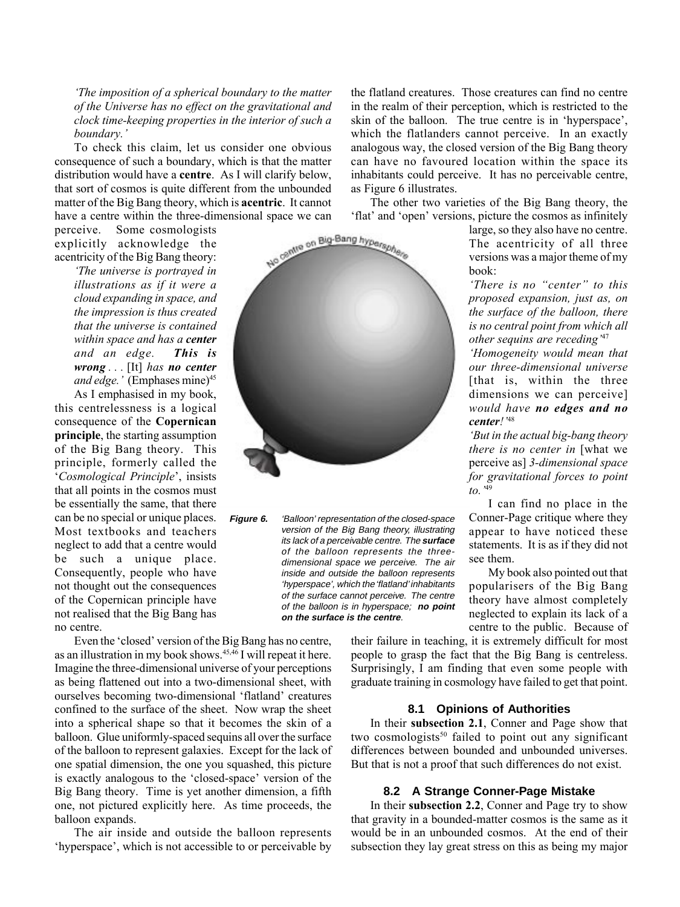*'The imposition of a spherical boundary to the matter of the Universe has no effect on the gravitational and clock time-keeping properties in the interior of such a boundary.'*

To check this claim, let us consider one obvious consequence of such a boundary, which is that the matter distribution would have a **centre**. As I will clarify below, that sort of cosmos is quite different from the unbounded matter of the Big Bang theory, which is **acentric**. It cannot have a centre within the three-dimensional space we can perceive. Some cosmologists explicitly acknowledge the acentricity of the Big Bang theory:

*'The universe is portrayed in illustrations as if it were a cloud expanding in space, and the impression is thus created that the universe is contained within space and has a **center** and an edge. **This is wrong** . . .* [It] *has **no center** and edge.'* (Emphases mine)[45]

As I emphasised in my book, this centrelessness is a logical consequence of the **Copernican principle**, the starting assumption of the Big Bang theory. This principle, formerly called the '*Cosmological Principle*', insists that all points in the cosmos must be essentially the same, that there can be no special or unique places. Most textbooks and teachers neglect to add that a centre would be such a unique place. Consequently, people who have not thought out the consequences of the Copernican principle have not realised that the Big Bang has no centre.

Even the 'closed' version of the Big Bang has no centre, as an illustration in my book shows.[45,46] I will repeat it here. Imagine the three-dimensional universe of your perceptions as being flattened out into a two-dimensional sheet, with ourselves becoming two-dimensional 'flatland' creatures confined to the surface of the sheet. Now wrap the sheet into a spherical shape so that it becomes the skin of a balloon. Glue uniformly-spaced sequins all over the surface of the balloon to represent galaxies. Except for the lack of one spatial dimension, the one you squashed, this picture is exactly analogous to the 'closed-space' version of the Big Bang theory. Time is yet another dimension, a fifth one, not pictured explicitly here. As time proceeds, the balloon expands.

The air inside and outside the balloon represents 'hyperspace', which is not accessible to or perceivable by the flatland creatures. Those creatures can find no centre in the realm of their perception, which is restricted to the skin of the balloon. The true centre is in 'hyperspace', which the flatlanders cannot perceive. In an exactly analogous way, the closed version of the Big Bang theory can have no favoured location within the space its inhabitants could perceive. It has no perceivable centre, as Figure 6 illustrates.

No centre on Big-Bang hypersphere

**Figure 6.** *'Balloon' representation of the closed-space version of the Big Bang theory, illustrating its lack of a perceivable centre. The **surface** of the balloon represents the three-dimensional space we perceive. The air inside and outside the balloon represents 'hyperspace', which the 'flatland' inhabitants of the surface cannot perceive. The centre of the balloon is in hyperspace; **no point on the surface is the centre**.*

The other two varieties of the Big Bang theory, the 'flat' and 'open' versions, picture the cosmos as infinitely large, so they also have no centre. The acentricity of all three versions was a major theme of my book:

*'There is no "center" to this proposed expansion, just as, on the surface of the balloon, there is no central point from which all other sequins are receding'*[47]

*'Homogeneity would mean that our three-dimensional universe* [that is, within the three dimensions we can perceive] *would have **no edges and no center**!'*[48]

*'But in the actual big-bang theory there is no center in* [what we perceive as] *3-dimensional space for gravitational forces to point to.'*[49]

I can find no place in the Conner-Page critique where they appear to have noticed these statements. It is as if they did not see them.

My book also pointed out that popularisers of the Big Bang theory have almost completely neglected to explain its lack of a centre to the public. Because of their failure in teaching, it is extremely difficult for most people to grasp the fact that the Big Bang is centreless. Surprisingly, I am finding that even some people with graduate training in cosmology have failed to get that point.

### 8.1 Opinions of Authorities

In their **subsection 2.1**, Conner and Page show that two cosmologists[50] failed to point out any significant differences between bounded and unbounded universes. But that is not a proof that such differences do not exist.

### 8.2 A Strange Conner-Page Mistake

In their **subsection 2.2**, Conner and Page try to show that gravity in a bounded-matter cosmos is the same as it would be in an unbounded cosmos. At the end of their subsection they lay great stress on this as being my major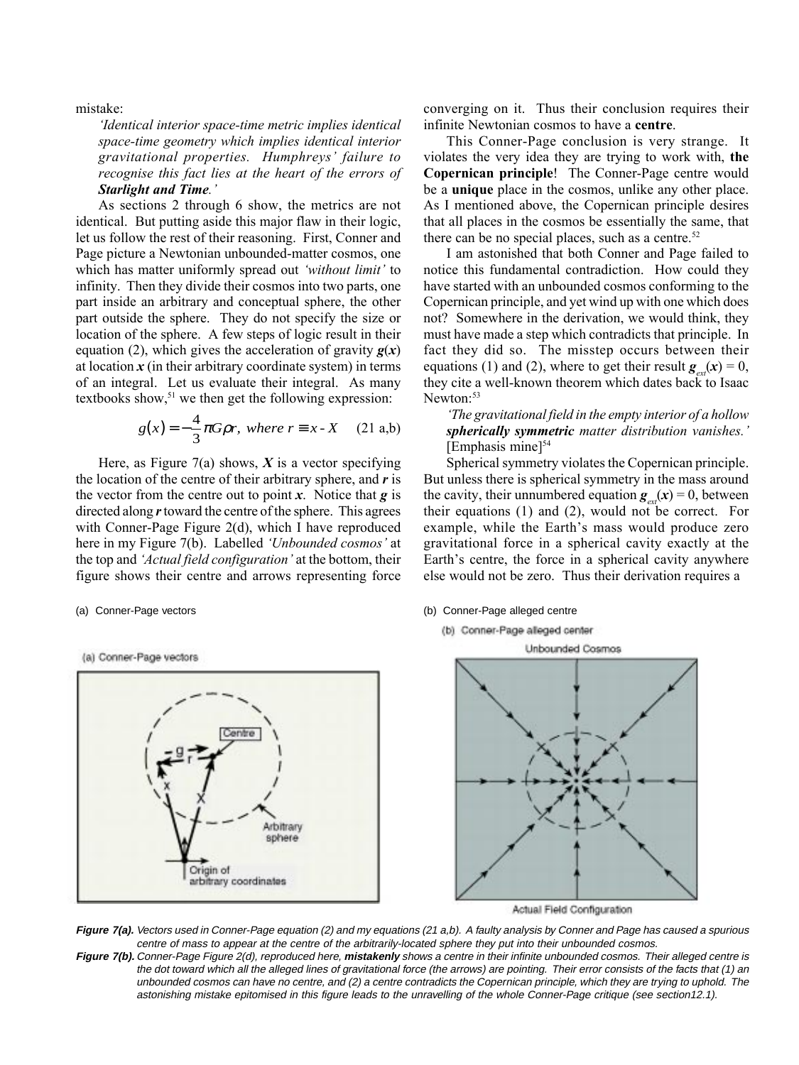mistake:

*'Identical interior space-time metric implies identical space-time geometry which implies identical interior gravitational properties. Humphreys' failure to recognise this fact lies at the heart of the errors of **Starlight and Time**.'*

As sections 2 through 6 show, the metrics are not identical. But putting aside this major flaw in their logic, let us follow the rest of their reasoning. First, Conner and Page picture a Newtonian unbounded-matter cosmos, one which has matter uniformly spread out *'without limit'* to infinity. Then they divide their cosmos into two parts, one part inside an arbitrary and conceptual sphere, the other part outside the sphere. They do not specify the size or location of the sphere. A few steps of logic result in their equation (2), which gives the acceleration of gravity $\boldsymbol{g}(\boldsymbol{x})$ at location $\boldsymbol{x}$ (in their arbitrary coordinate system) in terms of an integral. Let us evaluate their integral. As many textbooks show,[51] we then get the following expression:

$$g(x) = -\frac{4}{3}\pi G\rho r, \text{ where } r \equiv x - X \quad (21\ \text{a,b})$$

Here, as Figure 7(a) shows, $\boldsymbol{X}$ is a vector specifying the location of the centre of their arbitrary sphere, and $\boldsymbol{r}$ is the vector from the centre out to point $\boldsymbol{x}$. Notice that $\boldsymbol{g}$ is directed along $\boldsymbol{r}$ toward the centre of the sphere. This agrees with Conner-Page Figure 2(d), which I have reproduced here in my Figure 7(b). Labelled *'Unbounded cosmos'* at the top and *'Actual field configuration'* at the bottom, their figure shows their centre and arrows representing force converging on it. Thus their conclusion requires their infinite Newtonian cosmos to have a **centre**.

This Conner-Page conclusion is very strange. It violates the very idea they are trying to work with, **the Copernican principle**! The Conner-Page centre would be a **unique** place in the cosmos, unlike any other place. As I mentioned above, the Copernican principle desires that all places in the cosmos be essentially the same, that there can be no special places, such as a centre.[52]

I am astonished that both Conner and Page failed to notice this fundamental contradiction. How could they have started with an unbounded cosmos conforming to the Copernican principle, and yet wind up with one which does not? Somewhere in the derivation, we would think, they must have made a step which contradicts that principle. In fact they did so. The misstep occurs between their equations (1) and (2), where to get their result $\boldsymbol{g}_{ext}(\boldsymbol{x}) = 0$, they cite a well-known theorem which dates back to Isaac Newton:[53]

*'The gravitational field in the empty interior of a hollow **spherically symmetric** matter distribution vanishes.'* [Emphasis mine][54]

Spherical symmetry violates the Copernican principle. But unless there is spherical symmetry in the mass around the cavity, their unnumbered equation $\boldsymbol{g}_{ext}(\boldsymbol{x}) = 0$, between their equations (1) and (2), would not be correct. For example, while the Earth's mass would produce zero gravitational force in a spherical cavity exactly at the Earth's centre, the force in a spherical cavity anywhere else would not be zero. Thus their derivation requires a

(a) Conner-Page vectors

(b) Conner-Page alleged centre

**Figure 7(a).** *Vectors used in Conner-Page equation (2) and my equations (21 a,b). A faulty analysis by Conner and Page has caused a spurious centre of mass to appear at the centre of the arbitrarily-located sphere they put into their unbounded cosmos.*

**Figure 7(b).** *Conner-Page Figure 2(d), reproduced here, **mistakenly** shows a centre in their infinite unbounded cosmos. Their alleged centre is the dot toward which all the alleged lines of gravitational force (the arrows) are pointing. Their error consists of the facts that (1) an unbounded cosmos can have no centre, and (2) a centre contradicts the Copernican principle, which they are trying to uphold. The astonishing mistake epitomised in this figure leads to the unravelling of the whole Conner-Page critique (see section12.1).*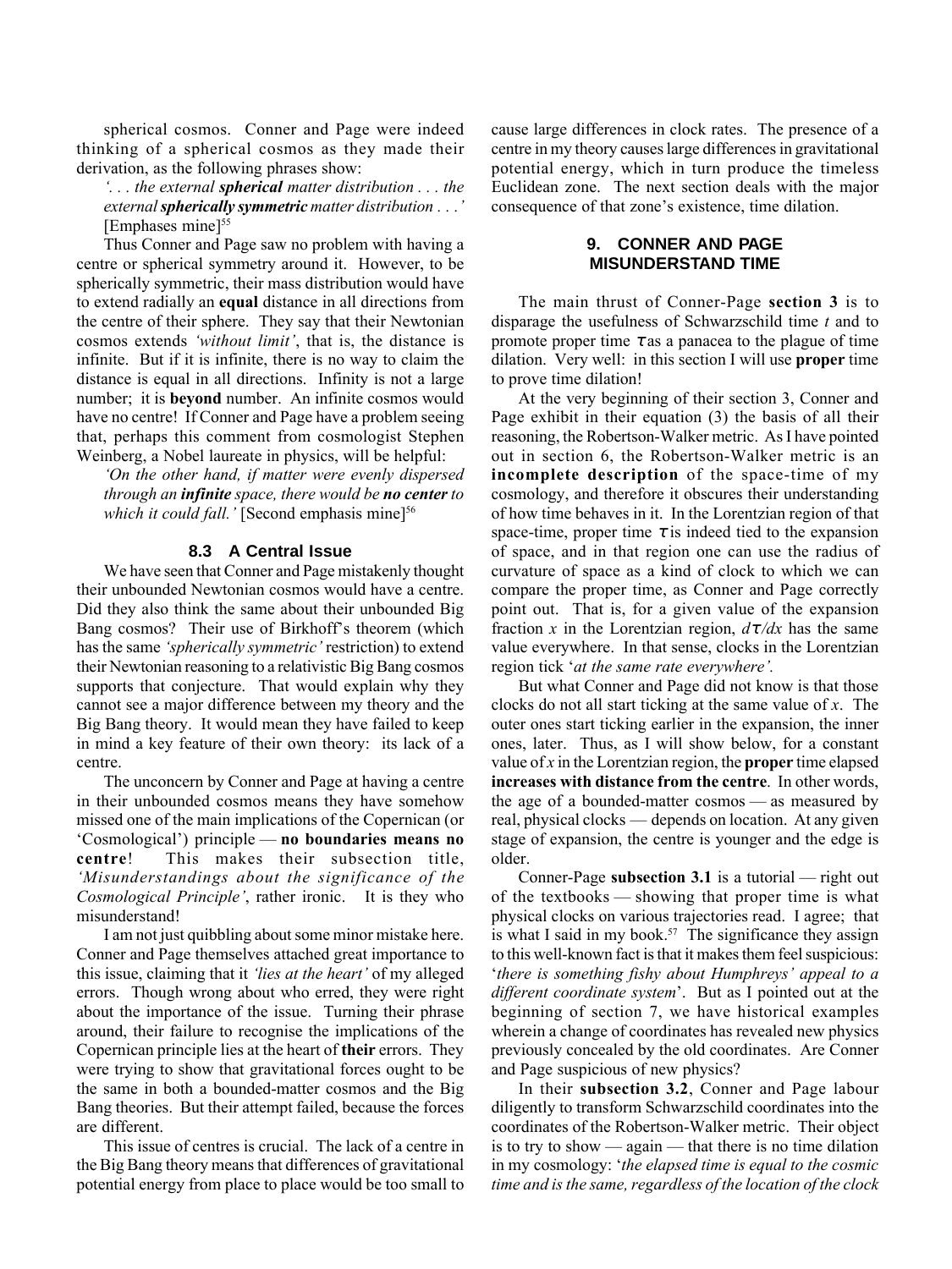spherical cosmos. Conner and Page were indeed thinking of a spherical cosmos as they made their derivation, as the following phrases show:

*'. . . the external* ***spherical*** *matter distribution . . . the external* ***spherically symmetric*** *matter distribution . . .'* [Emphases mine][55]

Thus Conner and Page saw no problem with having a centre or spherical symmetry around it. However, to be spherically symmetric, their mass distribution would have to extend radially an **equal** distance in all directions from the centre of their sphere. They say that their Newtonian cosmos extends *'without limit'*, that is, the distance is infinite. But if it is infinite, there is no way to claim the distance is equal in all directions. Infinity is not a large number; it is **beyond** number. An infinite cosmos would have no centre! If Conner and Page have a problem seeing that, perhaps this comment from cosmologist Stephen Weinberg, a Nobel laureate in physics, will be helpful:

*'On the other hand, if matter were evenly dispersed through an* ***infinite*** *space, there would be* ***no center*** *to which it could fall.'* [Second emphasis mine][56]

### 8.3 A Central Issue

We have seen that Conner and Page mistakenly thought their unbounded Newtonian cosmos would have a centre. Did they also think the same about their unbounded Big Bang cosmos? Their use of Birkhoff's theorem (which has the same *'spherically symmetric'* restriction) to extend their Newtonian reasoning to a relativistic Big Bang cosmos supports that conjecture. That would explain why they cannot see a major difference between my theory and the Big Bang theory. It would mean they have failed to keep in mind a key feature of their own theory: its lack of a centre.

The unconcern by Conner and Page at having a centre in their unbounded cosmos means they have somehow missed one of the main implications of the Copernican (or 'Cosmological') principle — **no boundaries means no centre**! This makes their subsection title, *'Misunderstandings about the significance of the Cosmological Principle'*, rather ironic. It is they who misunderstand!

I am not just quibbling about some minor mistake here. Conner and Page themselves attached great importance to this issue, claiming that it *'lies at the heart'* of my alleged errors. Though wrong about who erred, they were right about the importance of the issue. Turning their phrase around, their failure to recognise the implications of the Copernican principle lies at the heart of **their** errors. They were trying to show that gravitational forces ought to be the same in both a bounded-matter cosmos and the Big Bang theories. But their attempt failed, because the forces are different.

This issue of centres is crucial. The lack of a centre in the Big Bang theory means that differences of gravitational potential energy from place to place would be too small to cause large differences in clock rates. The presence of a centre in my theory causes large differences in gravitational potential energy, which in turn produce the timeless Euclidean zone. The next section deals with the major consequence of that zone's existence, time dilation.

## 9. CONNER AND PAGE MISUNDERSTAND TIME

The main thrust of Conner-Page **section 3** is to disparage the usefulness of Schwarzschild time $t$ and to promote proper time $\tau$ as a panacea to the plague of time dilation. Very well: in this section I will use **proper** time to prove time dilation!

At the very beginning of their section 3, Conner and Page exhibit in their equation (3) the basis of all their reasoning, the Robertson-Walker metric. As I have pointed out in section 6, the Robertson-Walker metric is an **incomplete description** of the space-time of my cosmology, and therefore it obscures their understanding of how time behaves in it. In the Lorentzian region of that space-time, proper time $\tau$ is indeed tied to the expansion of space, and in that region one can use the radius of curvature of space as a kind of clock to which we can compare the proper time, as Conner and Page correctly point out. That is, for a given value of the expansion fraction $x$ in the Lorentzian region, $d\tau/dx$ has the same value everywhere. In that sense, clocks in the Lorentzian region tick '*at the same rate everywhere'.*

But what Conner and Page did not know is that those clocks do not all start ticking at the same value of $x$. The outer ones start ticking earlier in the expansion, the inner ones, later. Thus, as I will show below, for a constant value of $x$ in the Lorentzian region, the **proper** time elapsed **increases with distance from the centre**. In other words, the age of a bounded-matter cosmos — as measured by real, physical clocks — depends on location. At any given stage of expansion, the centre is younger and the edge is older.

Conner-Page **subsection 3.1** is a tutorial — right out of the textbooks — showing that proper time is what physical clocks on various trajectories read. I agree; that is what I said in my book.[57] The significance they assign to this well-known fact is that it makes them feel suspicious: '*there is something fishy about Humphreys' appeal to a different coordinate system*'. But as I pointed out at the beginning of section 7, we have historical examples wherein a change of coordinates has revealed new physics previously concealed by the old coordinates. Are Conner and Page suspicious of new physics?

In their **subsection 3.2**, Conner and Page labour diligently to transform Schwarzschild coordinates into the coordinates of the Robertson-Walker metric. Their object is to try to show — again — that there is no time dilation in my cosmology: '*the elapsed time is equal to the cosmic time and is the same, regardless of the location of the clock*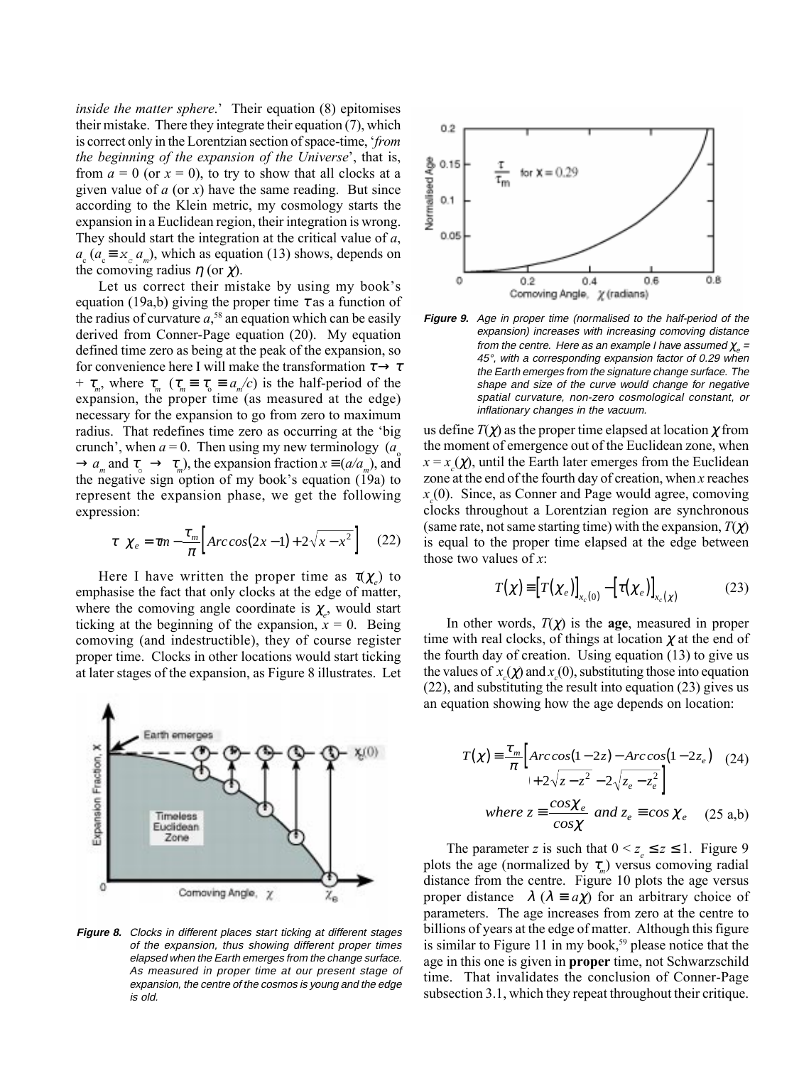*inside the matter sphere*.' Their equation (8) epitomises their mistake. There they integrate their equation (7), which is correct only in the Lorentzian section of space-time, '*from the beginning of the expansion of the Universe*', that is, from $a = 0$ (or $x = 0$), to try to show that all clocks at a given value of $a$ (or $x$) have the same reading. But since according to the Klein metric, my cosmology starts the expansion in a Euclidean region, their integration is wrong. They should start the integration at the critical value of $a$, $a_c$ ($a_c \equiv x_c\, a_m$), which as equation (13) shows, depends on the comoving radius $\eta$ (or $\chi$).

Let us correct their mistake by using my book's equation (19a,b) giving the proper time $\tau$ as a function of the radius of curvature $a$,[58] an equation which can be easily derived from Conner-Page equation (20). My equation defined time zero as being at the peak of the expansion, so for convenience here I will make the transformation $\tau \rightarrow \tau + \tau_m$, where $\tau_m$ ($\tau_m \equiv \tau_o \equiv a_m/c$) is the half-period of the expansion, the proper time (as measured at the edge) necessary for the expansion to go from zero to maximum radius. That redefines time zero as occurring at the 'big crunch', when $a = 0$. Then using my new terminology ($a_o \rightarrow a_m$ and $\tau_o \rightarrow \tau_m$), the expansion fraction $x \equiv (a/a_m)$, and the negative sign option of my book's equation (19a) to represent the expansion phase, we get the following expression:

$$\tau\left(\chi_e\right) = \tau_m - \frac{\tau_m}{\pi}\left[Arccos(2x-1) + 2\sqrt{x - x^2}\right] \quad (22)$$

Here I have written the proper time as $\tau(\chi_e)$ to emphasise the fact that only clocks at the edge of matter, where the comoving angle coordinate is $\chi_e$, would start ticking at the beginning of the expansion, $x = 0$. Being comoving (and indestructible), they of course register proper time. Clocks in other locations would start ticking at later stages of the expansion, as Figure 8 illustrates. Let us define $T(\chi)$ as the proper time elapsed at location $\chi$ from the moment of emergence out of the Euclidean zone, when $x = x_c(\chi)$, until the Earth later emerges from the Euclidean zone at the end of the fourth day of creation, when $x$ reaches $x_c(0)$. Since, as Conner and Page would agree, comoving clocks throughout a Lorentzian region are synchronous (same rate, not same starting time) with the expansion, $T(\chi)$ is equal to the proper time elapsed at the edge between those two values of $x$:

$$T(\chi) \equiv \left[T\left(\chi_e\right)\right]_{x_c(0)} - \left[\tau\left(\chi_e\right)\right]_{x_c(\chi)} \quad (23)$$

In other words, $T(\chi)$ is the **age**, measured in proper time with real clocks, of things at location $\chi$ at the end of the fourth day of creation. Using equation (13) to give us the values of $x_c(\chi)$ and $x_c(0)$, substituting those into equation (22), and substituting the result into equation (23) gives us an equation showing how the age depends on location:

$$T(\chi) \equiv \frac{\tau_m}{\pi}\left[\begin{array}{l} Arccos(1-2z) - Arccos(1-2z_e) \\ +2\sqrt{z-z^2} - 2\sqrt{z_e - z_e^2} \end{array}\right] \quad (24)$$

$$where\ z \equiv \frac{cos\chi_e}{cos\chi}\ and\ z_e \equiv cos\,\chi_e \quad (25\ a,b)$$

The parameter $z$ is such that $0 < z_e \leq z \leq 1$. Figure 9 plots the age (normalized by $\tau_m$) versus comoving radial distance from the centre. Figure 10 plots the age versus proper distance $\lambda$ ($\lambda \equiv a\chi$) for an arbitrary choice of parameters. The age increases from zero at the centre to billions of years at the edge of matter. Although this figure is similar to Figure 11 in my book,[59] please notice that the age in this one is given in **proper** time, not Schwarzschild time. That invalidates the conclusion of Conner-Page subsection 3.1, which they repeat throughout their critique.

**Figure 8.** *Clocks in different places start ticking at different stages of the expansion, thus showing different proper times elapsed when the Earth emerges from the change surface. As measured in proper time at our present stage of expansion, the centre of the cosmos is young and the edge is old.*

**Figure 9.** *Age in proper time (normalised to the half-period of the expansion) increases with increasing comoving distance from the centre. Here as an example I have assumed $\chi_e$ = 45°, with a corresponding expansion factor of 0.29 when the Earth emerges from the signature change surface. The shape and size of the curve would change for negative spatial curvature, non-zero cosmological constant, or inflationary changes in the vacuum.*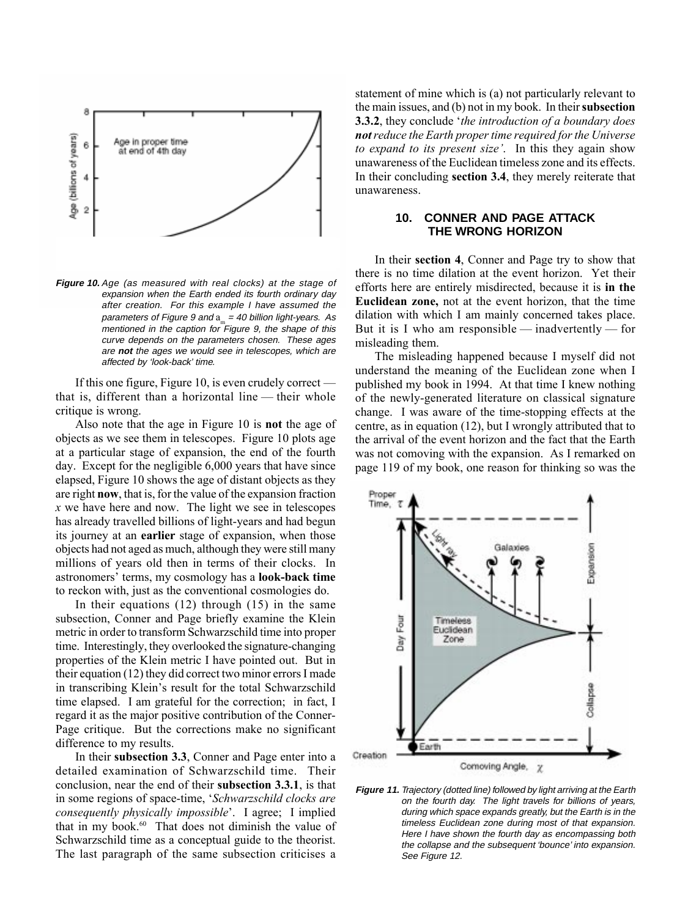Figure 10. Age (as measured with real clocks) at the stage of expansion when the Earth ended its fourth ordinary day after creation. For this example I have assumed the parameters of Figure 9 and $a_m$ = 40 billion light-years. As mentioned in the caption for Figure 9, the shape of this curve depends on the parameters chosen. These ages are **not** the ages we would see in telescopes, which are affected by 'look-back' time.

If this one figure, Figure 10, is even crudely correct — that is, different than a horizontal line — their whole critique is wrong.

Also note that the age in Figure 10 is **not** the age of objects as we see them in telescopes. Figure 10 plots age at a particular stage of expansion, the end of the fourth day. Except for the negligible 6,000 years that have since elapsed, Figure 10 shows the age of distant objects as they are right **now**, that is, for the value of the expansion fraction $x$ we have here and now. The light we see in telescopes has already travelled billions of light-years and had begun its journey at an **earlier** stage of expansion, when those objects had not aged as much, although they were still many millions of years old then in terms of their clocks. In astronomers' terms, my cosmology has a **look-back time** to reckon with, just as the conventional cosmologies do.

In their equations (12) through (15) in the same subsection, Conner and Page briefly examine the Klein metric in order to transform Schwarzschild time into proper time. Interestingly, they overlooked the signature-changing properties of the Klein metric I have pointed out. But in their equation (12) they did correct two minor errors I made in transcribing Klein's result for the total Schwarzschild time elapsed. I am grateful for the correction; in fact, I regard it as the major positive contribution of the Conner-Page critique. But the corrections make no significant difference to my results.

In their **subsection 3.3**, Conner and Page enter into a detailed examination of Schwarzschild time. Their conclusion, near the end of their **subsection 3.3.1**, is that in some regions of space-time, '*Schwarzschild clocks are consequently physically impossible*'. I agree; I implied that in my book.[60] That does not diminish the value of Schwarzschild time as a conceptual guide to the theorist. The last paragraph of the same subsection criticises a statement of mine which is (a) not particularly relevant to the main issues, and (b) not in my book. In their **subsection 3.3.2**, they conclude '*the introduction of a boundary does **not** reduce the Earth proper time required for the Universe to expand to its present size'*. In this they again show unawareness of the Euclidean timeless zone and its effects. In their concluding **section 3.4**, they merely reiterate that unawareness.

## 10. CONNER AND PAGE ATTACK THE WRONG HORIZON

In their **section 4**, Conner and Page try to show that there is no time dilation at the event horizon. Yet their efforts here are entirely misdirected, because it is **in the Euclidean zone,** not at the event horizon, that the time dilation with which I am mainly concerned takes place. But it is I who am responsible — inadvertently — for misleading them.

The misleading happened because I myself did not understand the meaning of the Euclidean zone when I published my book in 1994. At that time I knew nothing of the newly-generated literature on classical signature change. I was aware of the time-stopping effects at the centre, as in equation (12), but I wrongly attributed that to the arrival of the event horizon and the fact that the Earth was not comoving with the expansion. As I remarked on page 119 of my book, one reason for thinking so was the

Figure 11. Trajectory (dotted line) followed by light arriving at the Earth on the fourth day. The light travels for billions of years, during which space expands greatly, but the Earth is in the timeless Euclidean zone during most of that expansion. Here I have shown the fourth day as encompassing both the collapse and the subsequent 'bounce' into expansion. See Figure 12.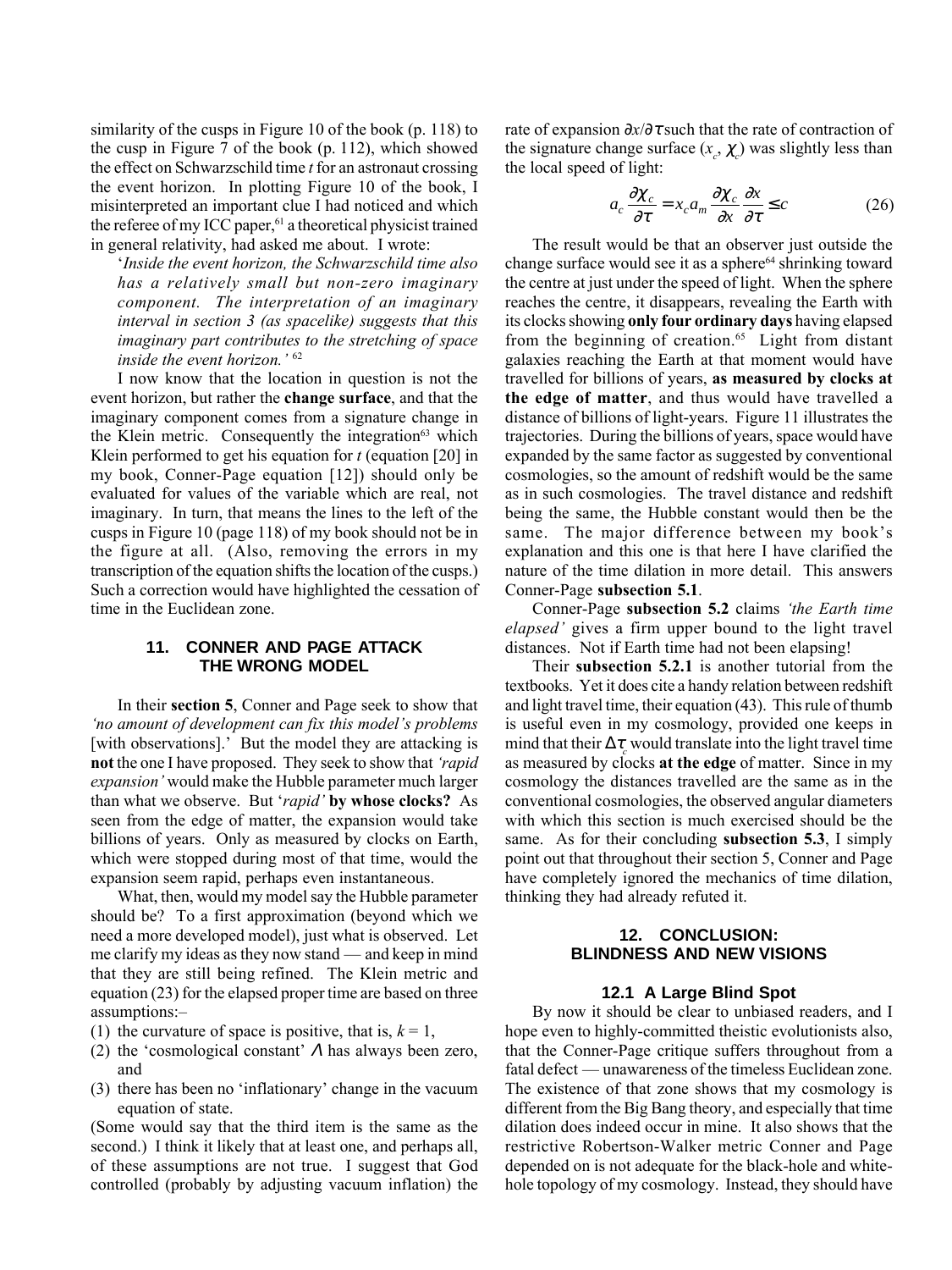similarity of the cusps in Figure 10 of the book (p. 118) to the cusp in Figure 7 of the book (p. 112), which showed the effect on Schwarzschild time $t$ for an astronaut crossing the event horizon. In plotting Figure 10 of the book, I misinterpreted an important clue I had noticed and which the referee of my ICC paper,[61] a theoretical physicist trained in general relativity, had asked me about. I wrote:

'*Inside the event horizon, the Schwarzschild time also has a relatively small but non-zero imaginary component. The interpretation of an imaginary interval in section 3 (as spacelike) suggests that this imaginary part contributes to the stretching of space inside the event horizon.*' [62]

I now know that the location in question is not the event horizon, but rather the **change surface**, and that the imaginary component comes from a signature change in the Klein metric. Consequently the integration[63] which Klein performed to get his equation for $t$ (equation [20] in my book, Conner-Page equation [12]) should only be evaluated for values of the variable which are real, not imaginary. In turn, that means the lines to the left of the cusps in Figure 10 (page 118) of my book should not be in the figure at all. (Also, removing the errors in my transcription of the equation shifts the location of the cusps.) Such a correction would have highlighted the cessation of time in the Euclidean zone.

## 11. CONNER AND PAGE ATTACK THE WRONG MODEL

In their **section 5**, Conner and Page seek to show that *'no amount of development can fix this model's problems* [with observations].' But the model they are attacking is **not** the one I have proposed. They seek to show that *'rapid expansion'* would make the Hubble parameter much larger than what we observe. But '*rapid*' **by whose clocks?** As seen from the edge of matter, the expansion would take billions of years. Only as measured by clocks on Earth, which were stopped during most of that time, would the expansion seem rapid, perhaps even instantaneous.

What, then, would my model say the Hubble parameter should be? To a first approximation (beyond which we need a more developed model), just what is observed. Let me clarify my ideas as they now stand — and keep in mind that they are still being refined. The Klein metric and equation (23) for the elapsed proper time are based on three assumptions:–

1. the curvature of space is positive, that is, $k = 1$,
2. the 'cosmological constant' $\Lambda$ has always been zero, and
3. there has been no 'inflationary' change in the vacuum equation of state.

(Some would say that the third item is the same as the second.) I think it likely that at least one, and perhaps all, of these assumptions are not true. I suggest that God controlled (probably by adjusting vacuum inflation) the rate of expansion $\partial x/\partial \tau$ such that the rate of contraction of the signature change surface ($x_c$, $\chi_c$) was slightly less than the local speed of light:

$$a_c \frac{\partial \chi_c}{\partial \tau} = x_c a_m \frac{\partial \chi_c}{\partial x} \frac{\partial x}{\partial \tau} \leq c \qquad (26)$$

The result would be that an observer just outside the change surface would see it as a sphere[64] shrinking toward the centre at just under the speed of light. When the sphere reaches the centre, it disappears, revealing the Earth with its clocks showing **only four ordinary days** having elapsed from the beginning of creation.[65] Light from distant galaxies reaching the Earth at that moment would have travelled for billions of years, **as measured by clocks at the edge of matter**, and thus would have travelled a distance of billions of light-years. Figure 11 illustrates the trajectories. During the billions of years, space would have expanded by the same factor as suggested by conventional cosmologies, so the amount of redshift would be the same as in such cosmologies. The travel distance and redshift being the same, the Hubble constant would then be the same. The major difference between my book's explanation and this one is that here I have clarified the nature of the time dilation in more detail. This answers Conner-Page **subsection 5.1**.

Conner-Page **subsection 5.2** claims *'the Earth time elapsed'* gives a firm upper bound to the light travel distances. Not if Earth time had not been elapsing!

Their **subsection 5.2.1** is another tutorial from the textbooks. Yet it does cite a handy relation between redshift and light travel time, their equation (43). This rule of thumb is useful even in my cosmology, provided one keeps in mind that their $\Delta\tau_c$ would translate into the light travel time as measured by clocks **at the edge** of matter. Since in my cosmology the distances travelled are the same as in the conventional cosmologies, the observed angular diameters with which this section is much exercised should be the same. As for their concluding **subsection 5.3**, I simply point out that throughout their section 5, Conner and Page have completely ignored the mechanics of time dilation, thinking they had already refuted it.

## 12. CONCLUSION: BLINDNESS AND NEW VISIONS

### 12.1 A Large Blind Spot

By now it should be clear to unbiased readers, and I hope even to highly-committed theistic evolutionists also, that the Conner-Page critique suffers throughout from a fatal defect — unawareness of the timeless Euclidean zone. The existence of that zone shows that my cosmology is different from the Big Bang theory, and especially that time dilation does indeed occur in mine. It also shows that the restrictive Robertson-Walker metric Conner and Page depended on is not adequate for the black-hole and white-hole topology of my cosmology. Instead, they should have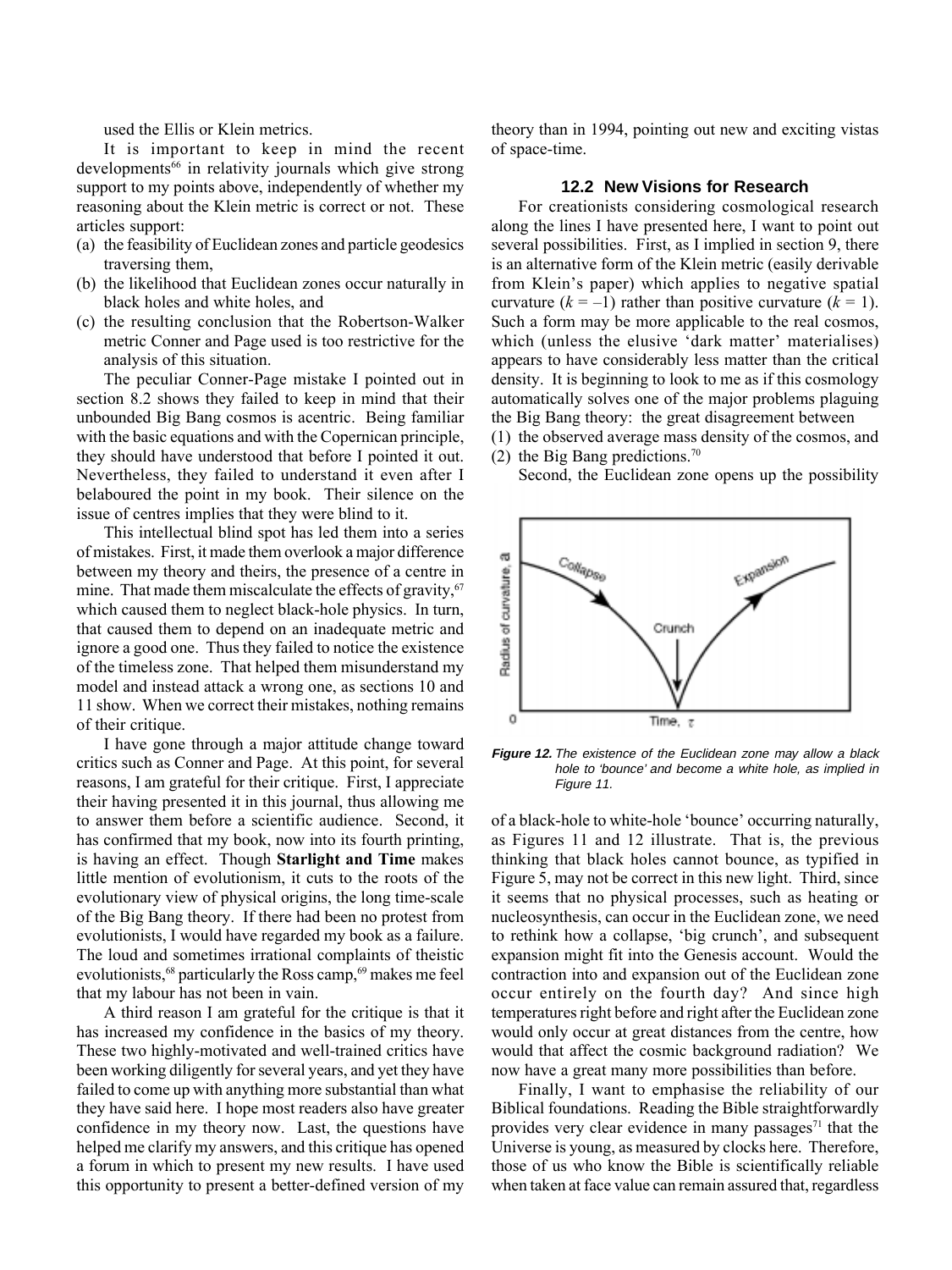used the Ellis or Klein metrics.

It is important to keep in mind the recent developments[66] in relativity journals which give strong support to my points above, independently of whether my reasoning about the Klein metric is correct or not. These articles support:

(a) the feasibility of Euclidean zones and particle geodesics traversing them,
(b) the likelihood that Euclidean zones occur naturally in black holes and white holes, and
(c) the resulting conclusion that the Robertson-Walker metric Conner and Page used is too restrictive for the analysis of this situation.

The peculiar Conner-Page mistake I pointed out in section 8.2 shows they failed to keep in mind that their unbounded Big Bang cosmos is acentric. Being familiar with the basic equations and with the Copernican principle, they should have understood that before I pointed it out. Nevertheless, they failed to understand it even after I belaboured the point in my book. Their silence on the issue of centres implies that they were blind to it.

This intellectual blind spot has led them into a series of mistakes. First, it made them overlook a major difference between my theory and theirs, the presence of a centre in mine. That made them miscalculate the effects of gravity,[67] which caused them to neglect black-hole physics. In turn, that caused them to depend on an inadequate metric and ignore a good one. Thus they failed to notice the existence of the timeless zone. That helped them misunderstand my model and instead attack a wrong one, as sections 10 and 11 show. When we correct their mistakes, nothing remains of their critique.

I have gone through a major attitude change toward critics such as Conner and Page. At this point, for several reasons, I am grateful for their critique. First, I appreciate their having presented it in this journal, thus allowing me to answer them before a scientific audience. Second, it has confirmed that my book, now into its fourth printing, is having an effect. Though **Starlight and Time** makes little mention of evolutionism, it cuts to the roots of the evolutionary view of physical origins, the long time-scale of the Big Bang theory. If there had been no protest from evolutionists, I would have regarded my book as a failure. The loud and sometimes irrational complaints of theistic evolutionists,[68] particularly the Ross camp,[69] makes me feel that my labour has not been in vain.

A third reason I am grateful for the critique is that it has increased my confidence in the basics of my theory. These two highly-motivated and well-trained critics have been working diligently for several years, and yet they have failed to come up with anything more substantial than what they have said here. I hope most readers also have greater confidence in my theory now. Last, the questions have helped me clarify my answers, and this critique has opened a forum in which to present my new results. I have used this opportunity to present a better-defined version of my theory than in 1994, pointing out new and exciting vistas of space-time.

### 12.2 New Visions for Research

For creationists considering cosmological research along the lines I have presented here, I want to point out several possibilities. First, as I implied in section 9, there is an alternative form of the Klein metric (easily derivable from Klein's paper) which applies to negative spatial curvature ($k = -1$) rather than positive curvature ($k = 1$). Such a form may be more applicable to the real cosmos, which (unless the elusive 'dark matter' materialises) appears to have considerably less matter than the critical density. It is beginning to look to me as if this cosmology automatically solves one of the major problems plaguing the Big Bang theory: the great disagreement between

(1) the observed average mass density of the cosmos, and
(2) the Big Bang predictions.[70]

Second, the Euclidean zone opens up the possibility of a black-hole to white-hole 'bounce' occurring naturally, as Figures 11 and 12 illustrate. That is, the previous thinking that black holes cannot bounce, as typified in Figure 5, may not be correct in this new light. Third, since it seems that no physical processes, such as heating or nucleosynthesis, can occur in the Euclidean zone, we need to rethink how a collapse, 'big crunch', and subsequent expansion might fit into the Genesis account. Would the contraction into and expansion out of the Euclidean zone occur entirely on the fourth day? And since high temperatures right before and right after the Euclidean zone would only occur at great distances from the centre, how would that affect the cosmic background radiation? We now have a great many more possibilities than before.

**Figure 12.** *The existence of the Euclidean zone may allow a black hole to 'bounce' and become a white hole, as implied in Figure 11.*

Finally, I want to emphasise the reliability of our Biblical foundations. Reading the Bible straightforwardly provides very clear evidence in many passages[71] that the Universe is young, as measured by clocks here. Therefore, those of us who know the Bible is scientifically reliable when taken at face value can remain assured that, regardless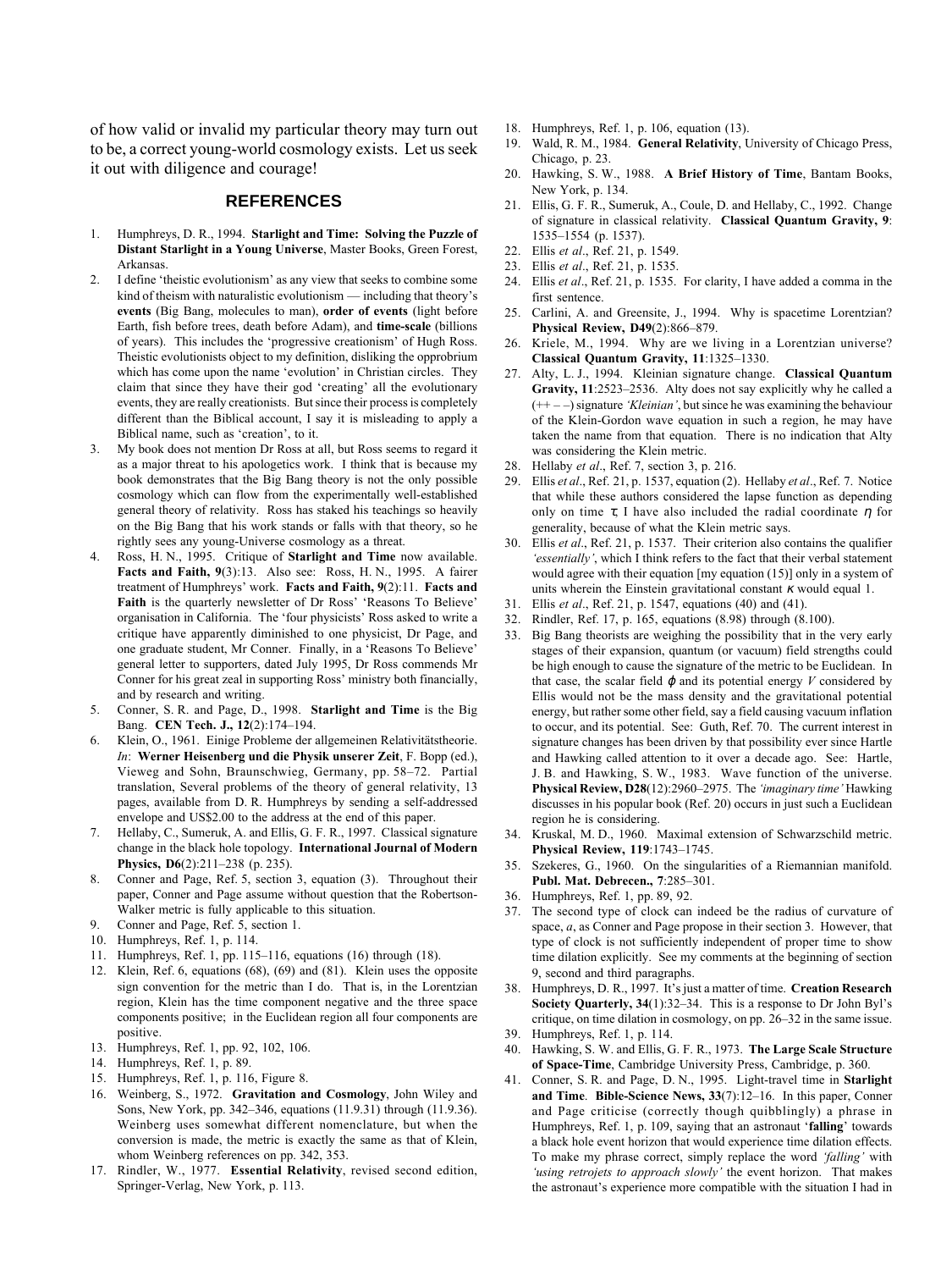of how valid or invalid my particular theory may turn out to be, a correct young-world cosmology exists. Let us seek it out with diligence and courage!

## REFERENCES

1. Humphreys, D. R., 1994. **Starlight and Time: Solving the Puzzle of Distant Starlight in a Young Universe**, Master Books, Green Forest, Arkansas.
2. I define 'theistic evolutionism' as any view that seeks to combine some kind of theism with naturalistic evolutionism — including that theory's **events** (Big Bang, molecules to man), **order of events** (light before Earth, fish before trees, death before Adam), and **time-scale** (billions of years). This includes the 'progressive creationism' of Hugh Ross. Theistic evolutionists object to my definition, disliking the opprobrium which has come upon the name 'evolution' in Christian circles. They claim that since they have their god 'creating' all the evolutionary events, they are really creationists. But since their process is completely different than the Biblical account, I say it is misleading to apply a Biblical name, such as 'creation', to it.
3. My book does not mention Dr Ross at all, but Ross seems to regard it as a major threat to his apologetics work. I think that is because my book demonstrates that the Big Bang theory is not the only possible cosmology which can flow from the experimentally well-established general theory of relativity. Ross has staked his teachings so heavily on the Big Bang that his work stands or falls with that theory, so he rightly sees any young-Universe cosmology as a threat.
4. Ross, H. N., 1995. Critique of **Starlight and Time** now available. **Facts and Faith, 9**(3):13. Also see: Ross, H. N., 1995. A fairer treatment of Humphreys' work. **Facts and Faith, 9**(2):11. **Facts and Faith** is the quarterly newsletter of Dr Ross' 'Reasons To Believe' organisation in California. The 'four physicists' Ross asked to write a critique have apparently diminished to one physicist, Dr Page, and one graduate student, Mr Conner. Finally, in a 'Reasons To Believe' general letter to supporters, dated July 1995, Dr Ross commends Mr Conner for his great zeal in supporting Ross' ministry both financially, and by research and writing.
5. Conner, S. R. and Page, D., 1998. **Starlight and Time** is the Big Bang. **CEN Tech. J., 12**(2):174–194.
6. Klein, O., 1961. Einige Probleme der allgemeinen Relativitätstheorie. *In*: **Werner Heisenberg und die Physik unserer Zeit**, F. Bopp (ed.), Vieweg and Sohn, Braunschweig, Germany, pp. 58–72. Partial translation, Several problems of the theory of general relativity, 13 pages, available from D. R. Humphreys by sending a self-addressed envelope and US$2.00 to the address at the end of this paper.
7. Hellaby, C., Sumeruk, A. and Ellis, G. F. R., 1997. Classical signature change in the black hole topology. **International Journal of Modern Physics, D6**(2):211–238 (p. 235).
8. Conner and Page, Ref. 5, section 3, equation (3). Throughout their paper, Conner and Page assume without question that the Robertson-Walker metric is fully applicable to this situation.
9. Conner and Page, Ref. 5, section 1.
10. Humphreys, Ref. 1, p. 114.
11. Humphreys, Ref. 1, pp. 115–116, equations (16) through (18).
12. Klein, Ref. 6, equations (68), (69) and (81). Klein uses the opposite sign convention for the metric than I do. That is, in the Lorentzian region, Klein has the time component negative and the three space components positive; in the Euclidean region all four components are positive.
13. Humphreys, Ref. 1, pp. 92, 102, 106.
14. Humphreys, Ref. 1, p. 89.
15. Humphreys, Ref. 1, p. 116, Figure 8.
16. Weinberg, S., 1972. **Gravitation and Cosmology**, John Wiley and Sons, New York, pp. 342–346, equations (11.9.31) through (11.9.36). Weinberg uses somewhat different nomenclature, but when the conversion is made, the metric is exactly the same as that of Klein, whom Weinberg references on pp. 342, 353.
17. Rindler, W., 1977. **Essential Relativity**, revised second edition, Springer-Verlag, New York, p. 113.
18. Humphreys, Ref. 1, p. 106, equation (13).
19. Wald, R. M., 1984. **General Relativity**, University of Chicago Press, Chicago, p. 23.
20. Hawking, S. W., 1988. **A Brief History of Time**, Bantam Books, New York, p. 134.
21. Ellis, G. F. R., Sumeruk, A., Coule, D. and Hellaby, C., 1992. Change of signature in classical relativity. **Classical Quantum Gravity, 9**: 1535–1554 (p. 1537).
22. Ellis *et al*., Ref. 21, p. 1549.
23. Ellis *et al*., Ref. 21, p. 1535.
24. Ellis *et al*., Ref. 21, p. 1535. For clarity, I have added a comma in the first sentence.
25. Carlini, A. and Greensite, J., 1994. Why is spacetime Lorentzian? **Physical Review, D49**(2):866–879.
26. Kriele, M., 1994. Why are we living in a Lorentzian universe? **Classical Quantum Gravity, 11**:1325–1330.
27. Alty, L. J., 1994. Kleinian signature change. **Classical Quantum Gravity, 11**:2523–2536. Alty does not say explicitly why he called a (++ – –) signature *'Kleinian'*, but since he was examining the behaviour of the Klein-Gordon wave equation in such a region, he may have taken the name from that equation. There is no indication that Alty was considering the Klein metric.
28. Hellaby *et al*., Ref. 7, section 3, p. 216.
29. Ellis *et al*., Ref. 21, p. 1537, equation (2). Hellaby *et al*., Ref. 7. Notice that while these authors considered the lapse function as depending only on time $\tau$, I have also included the radial coordinate $\eta$ for generality, because of what the Klein metric says.
30. Ellis *et al*., Ref. 21, p. 1537. Their criterion also contains the qualifier *'essentially'*, which I think refers to the fact that their verbal statement would agree with their equation [my equation (15)] only in a system of units wherein the Einstein gravitational constant $\kappa$ would equal 1.
31. Ellis *et al*., Ref. 21, p. 1547, equations (40) and (41).
32. Rindler, Ref. 17, p. 165, equations (8.98) through (8.100).
33. Big Bang theorists are weighing the possibility that in the very early stages of their expansion, quantum (or vacuum) field strengths could be high enough to cause the signature of the metric to be Euclidean. In that case, the scalar field $\phi$ and its potential energy $V$ considered by Ellis would not be the mass density and the gravitational potential energy, but rather some other field, say a field causing vacuum inflation to occur, and its potential. See: Guth, Ref. 70. The current interest in signature changes has been driven by that possibility ever since Hartle and Hawking called attention to it over a decade ago. See: Hartle, J. B. and Hawking, S. W., 1983. Wave function of the universe. **Physical Review, D28**(12):2960–2975. The *'imaginary time'* Hawking discusses in his popular book (Ref. 20) occurs in just such a Euclidean region he is considering.
34. Kruskal, M. D., 1960. Maximal extension of Schwarzschild metric. **Physical Review, 119**:1743–1745.
35. Szekeres, G., 1960. On the singularities of a Riemannian manifold. **Publ. Mat. Debrecen., 7**:285–301.
36. Humphreys, Ref. 1, pp. 89, 92.
37. The second type of clock can indeed be the radius of curvature of space, *a*, as Conner and Page propose in their section 3. However, that type of clock is not sufficiently independent of proper time to show time dilation explicitly. See my comments at the beginning of section 9, second and third paragraphs.
38. Humphreys, D. R., 1997. It's just a matter of time. **Creation Research Society Quarterly, 34**(1):32–34. This is a response to Dr John Byl's critique, on time dilation in cosmology, on pp. 26–32 in the same issue.
39. Humphreys, Ref. 1, p. 114.
40. Hawking, S. W. and Ellis, G. F. R., 1973. **The Large Scale Structure of Space-Time**, Cambridge University Press, Cambridge, p. 360.
41. Conner, S. R. and Page, D. N., 1995. Light-travel time in **Starlight and Time**. **Bible-Science News, 33**(7):12–16. In this paper, Conner and Page criticise (correctly though quibblingly) a phrase in Humphreys, Ref. 1, p. 109, saying that an astronaut '**falling**' towards a black hole event horizon that would experience time dilation effects. To make my phrase correct, simply replace the word *'falling'* with *'using retrojets to approach slowly'* the event horizon. That makes the astronaut's experience more compatible with the situation I had in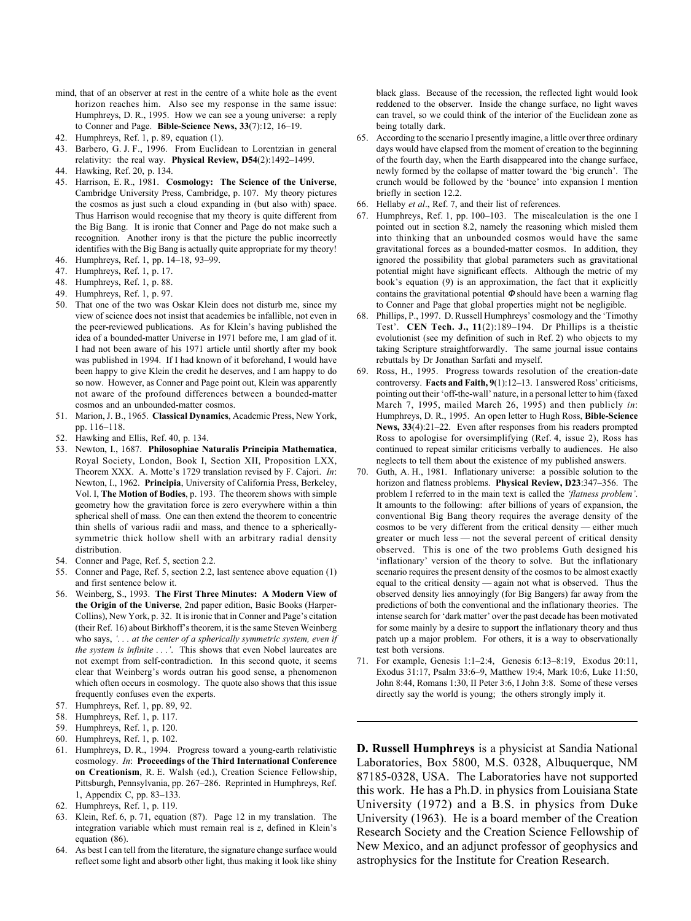mind, that of an observer at rest in the centre of a white hole as the event horizon reaches him. Also see my response in the same issue: Humphreys, D. R., 1995. How we can see a young universe: a reply to Conner and Page. **Bible-Science News, 33**(7):12, 16–19.

42. Humphreys, Ref. 1, p. 89, equation (1).
43. Barbero, G. J. F., 1996. From Euclidean to Lorentzian in general relativity: the real way. **Physical Review, D54**(2):1492–1499.
44. Hawking, Ref. 20, p. 134.
45. Harrison, E. R., 1981. **Cosmology: The Science of the Universe**, Cambridge University Press, Cambridge, p. 107. My theory pictures the cosmos as just such a cloud expanding in (but also with) space. Thus Harrison would recognise that my theory is quite different from the Big Bang. It is ironic that Conner and Page do not make such a recognition. Another irony is that the picture the public incorrectly identifies with the Big Bang is actually quite appropriate for my theory!
46. Humphreys, Ref. 1, pp. 14–18, 93–99.
47. Humphreys, Ref. 1, p. 17.
48. Humphreys, Ref. 1, p. 88.
49. Humphreys, Ref. 1, p. 97.
50. That one of the two was Oskar Klein does not disturb me, since my view of science does not insist that academics be infallible, not even in the peer-reviewed publications. As for Klein's having published the idea of a bounded-matter Universe in 1971 before me, I am glad of it. I had not been aware of his 1971 article until shortly after my book was published in 1994. If I had known of it beforehand, I would have been happy to give Klein the credit he deserves, and I am happy to do so now. However, as Conner and Page point out, Klein was apparently not aware of the profound differences between a bounded-matter cosmos and an unbounded-matter cosmos.
51. Marion, J. B., 1965. **Classical Dynamics**, Academic Press, New York, pp. 116–118.
52. Hawking and Ellis, Ref. 40, p. 134.
53. Newton, I., 1687. **Philosophiae Naturalis Principia Mathematica**, Royal Society, London, Book I, Section XII, Proposition LXX, Theorem XXX. A. Motte's 1729 translation revised by F. Cajori. *In*: Newton, I., 1962. **Principia**, University of California Press, Berkeley, Vol. I, **The Motion of Bodies**, p. 193. The theorem shows with simple geometry how the gravitation force is zero everywhere within a thin spherical shell of mass. One can then extend the theorem to concentric thin shells of various radii and mass, and thence to a spherically-symmetric thick hollow shell with an arbitrary radial density distribution.
54. Conner and Page, Ref. 5, section 2.2.
55. Conner and Page, Ref. 5, section 2.2, last sentence above equation (1) and first sentence below it.
56. Weinberg, S., 1993. **The First Three Minutes: A Modern View of the Origin of the Universe**, 2nd paper edition, Basic Books (Harper-Collins), New York, p. 32. It is ironic that in Conner and Page's citation (their Ref. 16) about Birkhoff's theorem, it is the same Steven Weinberg who says, *'. . . at the center of a spherically symmetric system, even if the system is infinite . . .'*. This shows that even Nobel laureates are not exempt from self-contradiction. In this second quote, it seems clear that Weinberg's words outran his good sense, a phenomenon which often occurs in cosmology. The quote also shows that this issue frequently confuses even the experts.
57. Humphreys, Ref. 1, pp. 89, 92.
58. Humphreys, Ref. 1, p. 117.
59. Humphreys, Ref. 1, p. 120.
60. Humphreys, Ref. 1, p. 102.
61. Humphreys, D. R., 1994. Progress toward a young-earth relativistic cosmology. *In*: **Proceedings of the Third International Conference on Creationism**, R. E. Walsh (ed.), Creation Science Fellowship, Pittsburgh, Pennsylvania, pp. 267–286. Reprinted in Humphreys, Ref. 1, Appendix C, pp. 83–133.
62. Humphreys, Ref. 1, p. 119.
63. Klein, Ref. 6, p. 71, equation (87). Page 12 in my translation. The integration variable which must remain real is *z*, defined in Klein's equation (86).
64. As best I can tell from the literature, the signature change surface would reflect some light and absorb other light, thus making it look like shiny black glass. Because of the recession, the reflected light would look reddened to the observer. Inside the change surface, no light waves can travel, so we could think of the interior of the Euclidean zone as being totally dark.
65. According to the scenario I presently imagine, a little over three ordinary days would have elapsed from the moment of creation to the beginning of the fourth day, when the Earth disappeared into the change surface, newly formed by the collapse of matter toward the 'big crunch'. The crunch would be followed by the 'bounce' into expansion I mention briefly in section 12.2.
66. Hellaby *et al*., Ref. 7, and their list of references.
67. Humphreys, Ref. 1, pp. 100–103. The miscalculation is the one I pointed out in section 8.2, namely the reasoning which misled them into thinking that an unbounded cosmos would have the same gravitational forces as a bounded-matter cosmos. In addition, they ignored the possibility that global parameters such as gravitational potential might have significant effects. Although the metric of my book's equation (9) is an approximation, the fact that it explicitly contains the gravitational potential $\Phi$ should have been a warning flag to Conner and Page that global properties might not be negligible.
68. Phillips, P., 1997. D. Russell Humphreys' cosmology and the 'Timothy Test'. **CEN Tech. J., 11**(2):189–194. Dr Phillips is a theistic evolutionist (see my definition of such in Ref. 2) who objects to my taking Scripture straightforwardly. The same journal issue contains rebuttals by Dr Jonathan Sarfati and myself.
69. Ross, H., 1995. Progress towards resolution of the creation-date controversy. **Facts and Faith, 9**(1):12–13. I answered Ross' criticisms, pointing out their 'off-the-wall' nature, in a personal letter to him (faxed March 7, 1995, mailed March 26, 1995) and then publicly *in*: Humphreys, D. R., 1995. An open letter to Hugh Ross, **Bible-Science News, 33**(4):21–22. Even after responses from his readers prompted Ross to apologise for oversimplifying (Ref. 4, issue 2), Ross has continued to repeat similar criticisms verbally to audiences. He also neglects to tell them about the existence of my published answers.
70. Guth, A. H., 1981. Inflationary universe: a possible solution to the horizon and flatness problems. **Physical Review, D23**:347–356. The problem I referred to in the main text is called the *'flatness problem'*. It amounts to the following: after billions of years of expansion, the conventional Big Bang theory requires the average density of the cosmos to be very different from the critical density — either much greater or much less — not the several percent of critical density observed. This is one of the two problems Guth designed his 'inflationary' version of the theory to solve. But the inflationary scenario requires the present density of the cosmos to be almost exactly equal to the critical density — again not what is observed. Thus the observed density lies annoyingly (for Big Bangers) far away from the predictions of both the conventional and the inflationary theories. The intense search for 'dark matter' over the past decade has been motivated for some mainly by a desire to support the inflationary theory and thus patch up a major problem. For others, it is a way to observationally test both versions.
71. For example, Genesis 1:1–2:4, Genesis 6:13–8:19, Exodus 20:11, Exodus 31:17, Psalm 33:6–9, Matthew 19:4, Mark 10:6, Luke 11:50, John 8:44, Romans 1:30, II Peter 3:6, I John 3:8. Some of these verses directly say the world is young; the others strongly imply it.

---

**D. Russell Humphreys** is a physicist at Sandia National Laboratories, Box 5800, M.S. 0328, Albuquerque, NM 87185-0328, USA. The Laboratories have not supported this work. He has a Ph.D. in physics from Louisiana State University (1972) and a B.S. in physics from Duke University (1963). He is a board member of the Creation Research Society and the Creation Science Fellowship of New Mexico, and an adjunct professor of geophysics and astrophysics for the Institute for Creation Research.